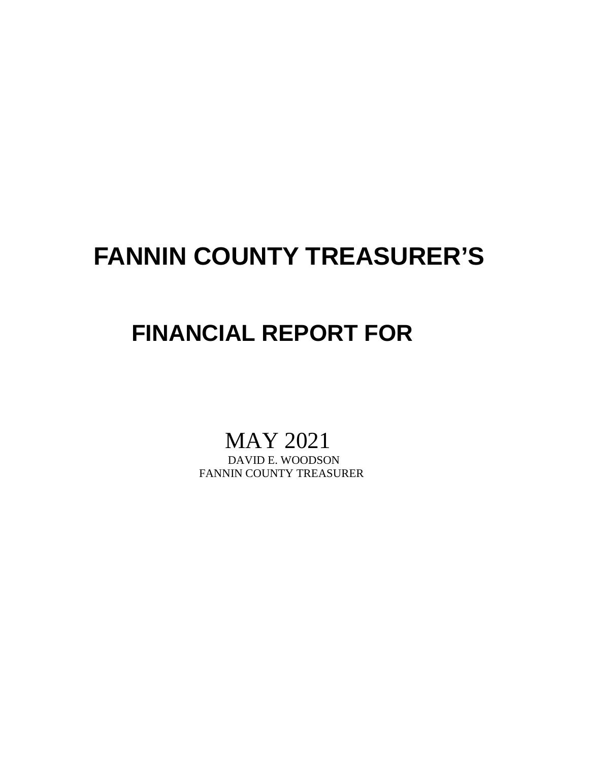# FANNIN COUNTY TREASURER'S

# FINANCIAL REPORT FOR

MAY 2021

DAVID E. WOODSON

FANNIN COUNTY TREASURER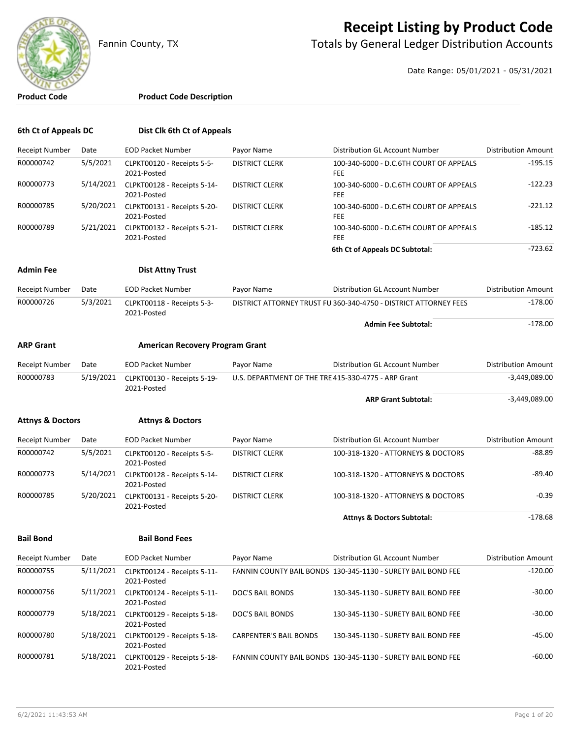# Receipt Listing by Product Code

## Totals by General Ledger Distribution Accounts

Fannin County, TX

Date Range: 05/01/2021 - 05/31/2021

| Product Code | Product Code Description |
|---|---|

### 6th Ct of Appeals DC — Dist Clk 6th Ct of Appeals

| Receipt Number | Date | EOD Packet Number | Payor Name | Distribution GL Account Number | Distribution Amount |
|---|---|---|---|---|---|
| R00000742 | 5/5/2021 | CLPKT00120 - Receipts 5-5-2021-Posted | DISTRICT CLERK | 100-340-6000 - D.C.6TH COURT OF APPEALS FEE | -195.15 |
| R00000773 | 5/14/2021 | CLPKT00128 - Receipts 5-14-2021-Posted | DISTRICT CLERK | 100-340-6000 - D.C.6TH COURT OF APPEALS FEE | -122.23 |
| R00000785 | 5/20/2021 | CLPKT00131 - Receipts 5-20-2021-Posted | DISTRICT CLERK | 100-340-6000 - D.C.6TH COURT OF APPEALS FEE | -221.12 |
| R00000789 | 5/21/2021 | CLPKT00132 - Receipts 5-21-2021-Posted | DISTRICT CLERK | 100-340-6000 - D.C.6TH COURT OF APPEALS FEE | -185.12 |
| | | | | **6th Ct of Appeals DC Subtotal:** | -723.62 |

### Admin Fee — Dist Attny Trust

| Receipt Number | Date | EOD Packet Number | Payor Name | Distribution GL Account Number | Distribution Amount |
|---|---|---|---|---|---|
| R00000726 | 5/3/2021 | CLPKT00118 - Receipts 5-3-2021-Posted | DISTRICT ATTORNEY TRUST FU | 360-340-4750 - DISTRICT ATTORNEY FEES | -178.00 |
| | | | | **Admin Fee Subtotal:** | -178.00 |

### ARP Grant — American Recovery Program Grant

| Receipt Number | Date | EOD Packet Number | Payor Name | Distribution GL Account Number | Distribution Amount |
|---|---|---|---|---|---|
| R00000783 | 5/19/2021 | CLPKT00130 - Receipts 5-19-2021-Posted | U.S. DEPARTMENT OF THE TRE | 415-330-4775 - ARP Grant | -3,449,089.00 |
| | | | | **ARP Grant Subtotal:** | -3,449,089.00 |

### Attnys & Doctors — Attnys & Doctors

| Receipt Number | Date | EOD Packet Number | Payor Name | Distribution GL Account Number | Distribution Amount |
|---|---|---|---|---|---|
| R00000742 | 5/5/2021 | CLPKT00120 - Receipts 5-5-2021-Posted | DISTRICT CLERK | 100-318-1320 - ATTORNEYS & DOCTORS | -88.89 |
| R00000773 | 5/14/2021 | CLPKT00128 - Receipts 5-14-2021-Posted | DISTRICT CLERK | 100-318-1320 - ATTORNEYS & DOCTORS | -89.40 |
| R00000785 | 5/20/2021 | CLPKT00131 - Receipts 5-20-2021-Posted | DISTRICT CLERK | 100-318-1320 - ATTORNEYS & DOCTORS | -0.39 |
| | | | | **Attnys & Doctors Subtotal:** | -178.68 |

### Bail Bond — Bail Bond Fees

| Receipt Number | Date | EOD Packet Number | Payor Name | Distribution GL Account Number | Distribution Amount |
|---|---|---|---|---|---|
| R00000755 | 5/11/2021 | CLPKT00124 - Receipts 5-11-2021-Posted | FANNIN COUNTY BAIL BONDS | 130-345-1130 - SURETY BAIL BOND FEE | -120.00 |
| R00000756 | 5/11/2021 | CLPKT00124 - Receipts 5-11-2021-Posted | DOC'S BAIL BONDS | 130-345-1130 - SURETY BAIL BOND FEE | -30.00 |
| R00000779 | 5/18/2021 | CLPKT00129 - Receipts 5-18-2021-Posted | DOC'S BAIL BONDS | 130-345-1130 - SURETY BAIL BOND FEE | -30.00 |
| R00000780 | 5/18/2021 | CLPKT00129 - Receipts 5-18-2021-Posted | CARPENTER'S BAIL BONDS | 130-345-1130 - SURETY BAIL BOND FEE | -45.00 |
| R00000781 | 5/18/2021 | CLPKT00129 - Receipts 5-18-2021-Posted | FANNIN COUNTY BAIL BONDS | 130-345-1130 - SURETY BAIL BOND FEE | -60.00 |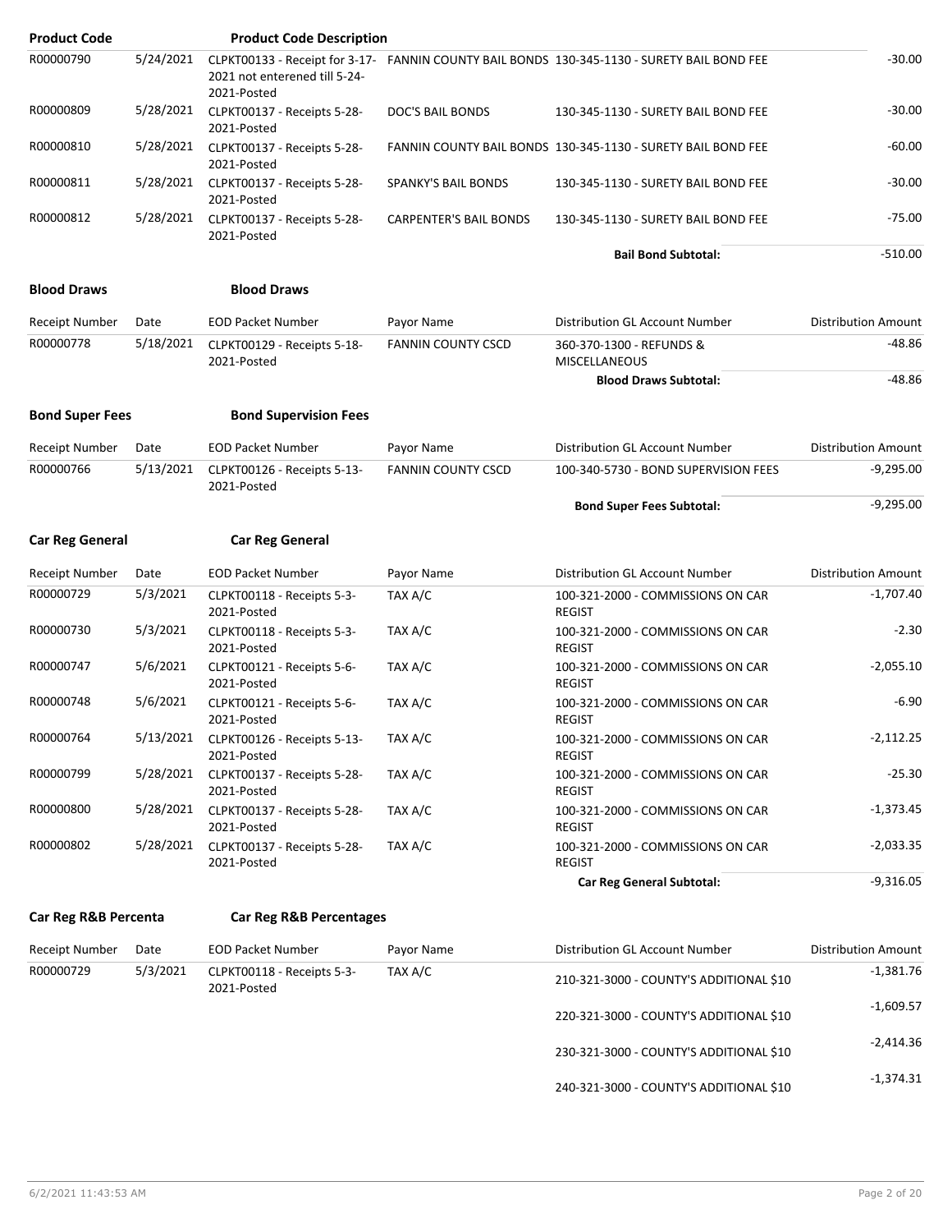| Product Code | | Product Code Description | | | |
|---|---|---|---|---|---|
| R00000790 | 5/24/2021 | CLPKT00133 - Receipt for 3-17-2021 not enterened till 5-24-2021-Posted | FANNIN COUNTY BAIL BONDS | 130-345-1130 - SURETY BAIL BOND FEE | -30.00 |
| R00000809 | 5/28/2021 | CLPKT00137 - Receipts 5-28-2021-Posted | DOC'S BAIL BONDS | 130-345-1130 - SURETY BAIL BOND FEE | -30.00 |
| R00000810 | 5/28/2021 | CLPKT00137 - Receipts 5-28-2021-Posted | FANNIN COUNTY BAIL BONDS | 130-345-1130 - SURETY BAIL BOND FEE | -60.00 |
| R00000811 | 5/28/2021 | CLPKT00137 - Receipts 5-28-2021-Posted | SPANKY'S BAIL BONDS | 130-345-1130 - SURETY BAIL BOND FEE | -30.00 |
| R00000812 | 5/28/2021 | CLPKT00137 - Receipts 5-28-2021-Posted | CARPENTER'S BAIL BONDS | 130-345-1130 - SURETY BAIL BOND FEE | -75.00 |
| | | | | **Bail Bond Subtotal:** | -510.00 |

**Blood Draws** **Blood Draws**

| Receipt Number | Date | EOD Packet Number | Payor Name | Distribution GL Account Number | Distribution Amount |
|---|---|---|---|---|---|
| R00000778 | 5/18/2021 | CLPKT00129 - Receipts 5-18-2021-Posted | FANNIN COUNTY CSCD | 360-370-1300 - REFUNDS & MISCELLANEOUS | -48.86 |
| | | | | **Blood Draws Subtotal:** | -48.86 |

**Bond Super Fees** **Bond Supervision Fees**

| Receipt Number | Date | EOD Packet Number | Payor Name | Distribution GL Account Number | Distribution Amount |
|---|---|---|---|---|---|
| R00000766 | 5/13/2021 | CLPKT00126 - Receipts 5-13-2021-Posted | FANNIN COUNTY CSCD | 100-340-5730 - BOND SUPERVISION FEES | -9,295.00 |
| | | | | **Bond Super Fees Subtotal:** | -9,295.00 |

**Car Reg General** **Car Reg General**

| Receipt Number | Date | EOD Packet Number | Payor Name | Distribution GL Account Number | Distribution Amount |
|---|---|---|---|---|---|
| R00000729 | 5/3/2021 | CLPKT00118 - Receipts 5-3-2021-Posted | TAX A/C | 100-321-2000 - COMMISSIONS ON CAR REGIST | -1,707.40 |
| R00000730 | 5/3/2021 | CLPKT00118 - Receipts 5-3-2021-Posted | TAX A/C | 100-321-2000 - COMMISSIONS ON CAR REGIST | -2.30 |
| R00000747 | 5/6/2021 | CLPKT00121 - Receipts 5-6-2021-Posted | TAX A/C | 100-321-2000 - COMMISSIONS ON CAR REGIST | -2,055.10 |
| R00000748 | 5/6/2021 | CLPKT00121 - Receipts 5-6-2021-Posted | TAX A/C | 100-321-2000 - COMMISSIONS ON CAR REGIST | -6.90 |
| R00000764 | 5/13/2021 | CLPKT00126 - Receipts 5-13-2021-Posted | TAX A/C | 100-321-2000 - COMMISSIONS ON CAR REGIST | -2,112.25 |
| R00000799 | 5/28/2021 | CLPKT00137 - Receipts 5-28-2021-Posted | TAX A/C | 100-321-2000 - COMMISSIONS ON CAR REGIST | -25.30 |
| R00000800 | 5/28/2021 | CLPKT00137 - Receipts 5-28-2021-Posted | TAX A/C | 100-321-2000 - COMMISSIONS ON CAR REGIST | -1,373.45 |
| R00000802 | 5/28/2021 | CLPKT00137 - Receipts 5-28-2021-Posted | TAX A/C | 100-321-2000 - COMMISSIONS ON CAR REGIST | -2,033.35 |
| | | | | **Car Reg General Subtotal:** | -9,316.05 |

**Car Reg R&B Percenta** **Car Reg R&B Percentages**

| Receipt Number | Date | EOD Packet Number | Payor Name | Distribution GL Account Number | Distribution Amount |
|---|---|---|---|---|---|
| R00000729 | 5/3/2021 | CLPKT00118 - Receipts 5-3-2021-Posted | TAX A/C | 210-321-3000 - COUNTY'S ADDITIONAL $10 | -1,381.76 |
| | | | | 220-321-3000 - COUNTY'S ADDITIONAL $10 | -1,609.57 |
| | | | | 230-321-3000 - COUNTY'S ADDITIONAL $10 | -2,414.36 |
| | | | | 240-321-3000 - COUNTY'S ADDITIONAL $10 | -1,374.31 |

6/2/2021 11:43:53 AM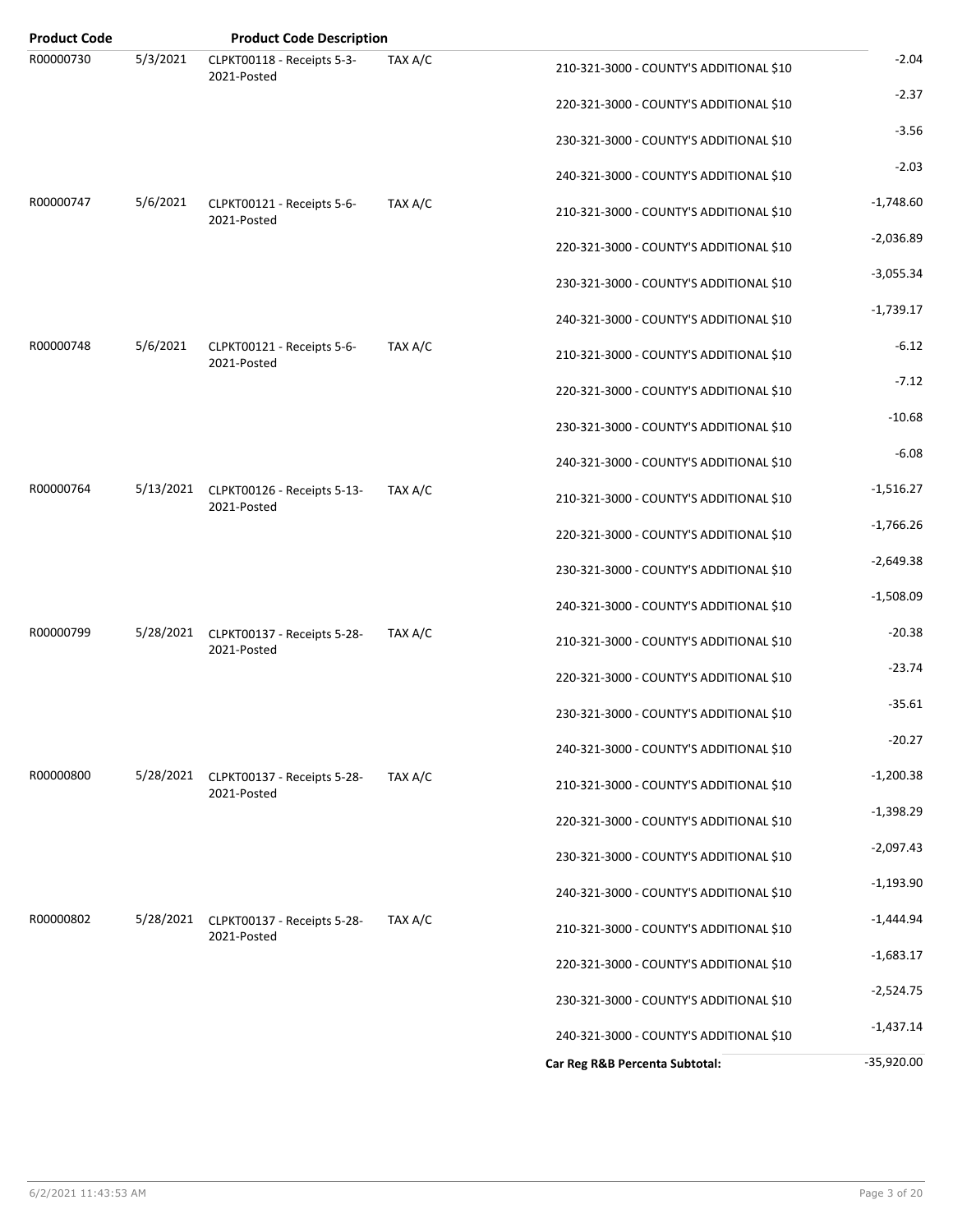| Product Code | | Product Code Description | | | |
|---|---|---|---|---|---|
| R00000730 | 5/3/2021 | CLPKT00118 - Receipts 5-3-2021-Posted | TAX A/C | 210-321-3000 - COUNTY'S ADDITIONAL $10 | -2.04 |
| | | | | 220-321-3000 - COUNTY'S ADDITIONAL $10 | -2.37 |
| | | | | 230-321-3000 - COUNTY'S ADDITIONAL $10 | -3.56 |
| | | | | 240-321-3000 - COUNTY'S ADDITIONAL $10 | -2.03 |
| R00000747 | 5/6/2021 | CLPKT00121 - Receipts 5-6-2021-Posted | TAX A/C | 210-321-3000 - COUNTY'S ADDITIONAL $10 | -1,748.60 |
| | | | | 220-321-3000 - COUNTY'S ADDITIONAL $10 | -2,036.89 |
| | | | | 230-321-3000 - COUNTY'S ADDITIONAL $10 | -3,055.34 |
| | | | | 240-321-3000 - COUNTY'S ADDITIONAL $10 | -1,739.17 |
| R00000748 | 5/6/2021 | CLPKT00121 - Receipts 5-6-2021-Posted | TAX A/C | 210-321-3000 - COUNTY'S ADDITIONAL $10 | -6.12 |
| | | | | 220-321-3000 - COUNTY'S ADDITIONAL $10 | -7.12 |
| | | | | 230-321-3000 - COUNTY'S ADDITIONAL $10 | -10.68 |
| | | | | 240-321-3000 - COUNTY'S ADDITIONAL $10 | -6.08 |
| R00000764 | 5/13/2021 | CLPKT00126 - Receipts 5-13-2021-Posted | TAX A/C | 210-321-3000 - COUNTY'S ADDITIONAL $10 | -1,516.27 |
| | | | | 220-321-3000 - COUNTY'S ADDITIONAL $10 | -1,766.26 |
| | | | | 230-321-3000 - COUNTY'S ADDITIONAL $10 | -2,649.38 |
| | | | | 240-321-3000 - COUNTY'S ADDITIONAL $10 | -1,508.09 |
| R00000799 | 5/28/2021 | CLPKT00137 - Receipts 5-28-2021-Posted | TAX A/C | 210-321-3000 - COUNTY'S ADDITIONAL $10 | -20.38 |
| | | | | 220-321-3000 - COUNTY'S ADDITIONAL $10 | -23.74 |
| | | | | 230-321-3000 - COUNTY'S ADDITIONAL $10 | -35.61 |
| | | | | 240-321-3000 - COUNTY'S ADDITIONAL $10 | -20.27 |
| R00000800 | 5/28/2021 | CLPKT00137 - Receipts 5-28-2021-Posted | TAX A/C | 210-321-3000 - COUNTY'S ADDITIONAL $10 | -1,200.38 |
| | | | | 220-321-3000 - COUNTY'S ADDITIONAL $10 | -1,398.29 |
| | | | | 230-321-3000 - COUNTY'S ADDITIONAL $10 | -2,097.43 |
| | | | | 240-321-3000 - COUNTY'S ADDITIONAL $10 | -1,193.90 |
| R00000802 | 5/28/2021 | CLPKT00137 - Receipts 5-28-2021-Posted | TAX A/C | 210-321-3000 - COUNTY'S ADDITIONAL $10 | -1,444.94 |
| | | | | 220-321-3000 - COUNTY'S ADDITIONAL $10 | -1,683.17 |
| | | | | 230-321-3000 - COUNTY'S ADDITIONAL $10 | -2,524.75 |
| | | | | 240-321-3000 - COUNTY'S ADDITIONAL $10 | -1,437.14 |
| | | | | **Car Reg R&B Percenta Subtotal:** | -35,920.00 |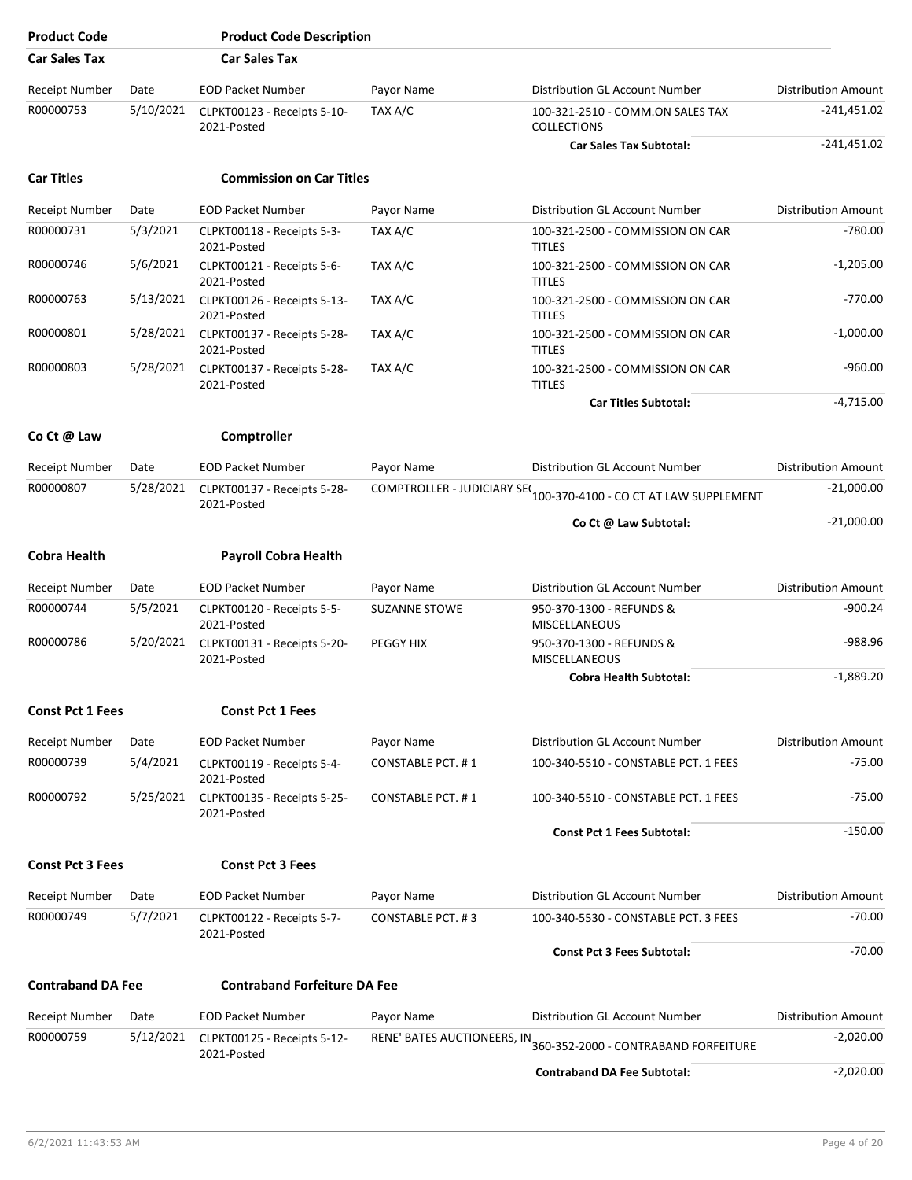| Product Code | Product Code Description | | | | |
|---|---|---|---|---|---|
| **Car Sales Tax** | **Car Sales Tax** | | | | |

| Receipt Number | Date | EOD Packet Number | Payor Name | Distribution GL Account Number | Distribution Amount |
|---|---|---|---|---|---|
| R00000753 | 5/10/2021 | CLPKT00123 - Receipts 5-10-2021-Posted | TAX A/C | 100-321-2510 - COMM.ON SALES TAX COLLECTIONS | -241,451.02 |
| | | | | **Car Sales Tax Subtotal:** | -241,451.02 |

**Car Titles** — **Commission on Car Titles**

| Receipt Number | Date | EOD Packet Number | Payor Name | Distribution GL Account Number | Distribution Amount |
|---|---|---|---|---|---|
| R00000731 | 5/3/2021 | CLPKT00118 - Receipts 5-3-2021-Posted | TAX A/C | 100-321-2500 - COMMISSION ON CAR TITLES | -780.00 |
| R00000746 | 5/6/2021 | CLPKT00121 - Receipts 5-6-2021-Posted | TAX A/C | 100-321-2500 - COMMISSION ON CAR TITLES | -1,205.00 |
| R00000763 | 5/13/2021 | CLPKT00126 - Receipts 5-13-2021-Posted | TAX A/C | 100-321-2500 - COMMISSION ON CAR TITLES | -770.00 |
| R00000801 | 5/28/2021 | CLPKT00137 - Receipts 5-28-2021-Posted | TAX A/C | 100-321-2500 - COMMISSION ON CAR TITLES | -1,000.00 |
| R00000803 | 5/28/2021 | CLPKT00137 - Receipts 5-28-2021-Posted | TAX A/C | 100-321-2500 - COMMISSION ON CAR TITLES | -960.00 |
| | | | | **Car Titles Subtotal:** | -4,715.00 |

**Co Ct @ Law** — **Comptroller**

| Receipt Number | Date | EOD Packet Number | Payor Name | Distribution GL Account Number | Distribution Amount |
|---|---|---|---|---|---|
| R00000807 | 5/28/2021 | CLPKT00137 - Receipts 5-28-2021-Posted | COMPTROLLER - JUDICIARY SE( | 100-370-4100 - CO CT AT LAW SUPPLEMENT | -21,000.00 |
| | | | | **Co Ct @ Law Subtotal:** | -21,000.00 |

**Cobra Health** — **Payroll Cobra Health**

| Receipt Number | Date | EOD Packet Number | Payor Name | Distribution GL Account Number | Distribution Amount |
|---|---|---|---|---|---|
| R00000744 | 5/5/2021 | CLPKT00120 - Receipts 5-5-2021-Posted | SUZANNE STOWE | 950-370-1300 - REFUNDS & MISCELLANEOUS | -900.24 |
| R00000786 | 5/20/2021 | CLPKT00131 - Receipts 5-20-2021-Posted | PEGGY HIX | 950-370-1300 - REFUNDS & MISCELLANEOUS | -988.96 |
| | | | | **Cobra Health Subtotal:** | -1,889.20 |

**Const Pct 1 Fees** — **Const Pct 1 Fees**

| Receipt Number | Date | EOD Packet Number | Payor Name | Distribution GL Account Number | Distribution Amount |
|---|---|---|---|---|---|
| R00000739 | 5/4/2021 | CLPKT00119 - Receipts 5-4-2021-Posted | CONSTABLE PCT. # 1 | 100-340-5510 - CONSTABLE PCT. 1 FEES | -75.00 |
| R00000792 | 5/25/2021 | CLPKT00135 - Receipts 5-25-2021-Posted | CONSTABLE PCT. # 1 | 100-340-5510 - CONSTABLE PCT. 1 FEES | -75.00 |
| | | | | **Const Pct 1 Fees Subtotal:** | -150.00 |

**Const Pct 3 Fees** — **Const Pct 3 Fees**

| Receipt Number | Date | EOD Packet Number | Payor Name | Distribution GL Account Number | Distribution Amount |
|---|---|---|---|---|---|
| R00000749 | 5/7/2021 | CLPKT00122 - Receipts 5-7-2021-Posted | CONSTABLE PCT. # 3 | 100-340-5530 - CONSTABLE PCT. 3 FEES | -70.00 |
| | | | | **Const Pct 3 Fees Subtotal:** | -70.00 |

**Contraband DA Fee** — **Contraband Forfeiture DA Fee**

| Receipt Number | Date | EOD Packet Number | Payor Name | Distribution GL Account Number | Distribution Amount |
|---|---|---|---|---|---|
| R00000759 | 5/12/2021 | CLPKT00125 - Receipts 5-12-2021-Posted | RENE' BATES AUCTIONEERS, IN | 360-352-2000 - CONTRABAND FORFEITURE | -2,020.00 |
| | | | | **Contraband DA Fee Subtotal:** | -2,020.00 |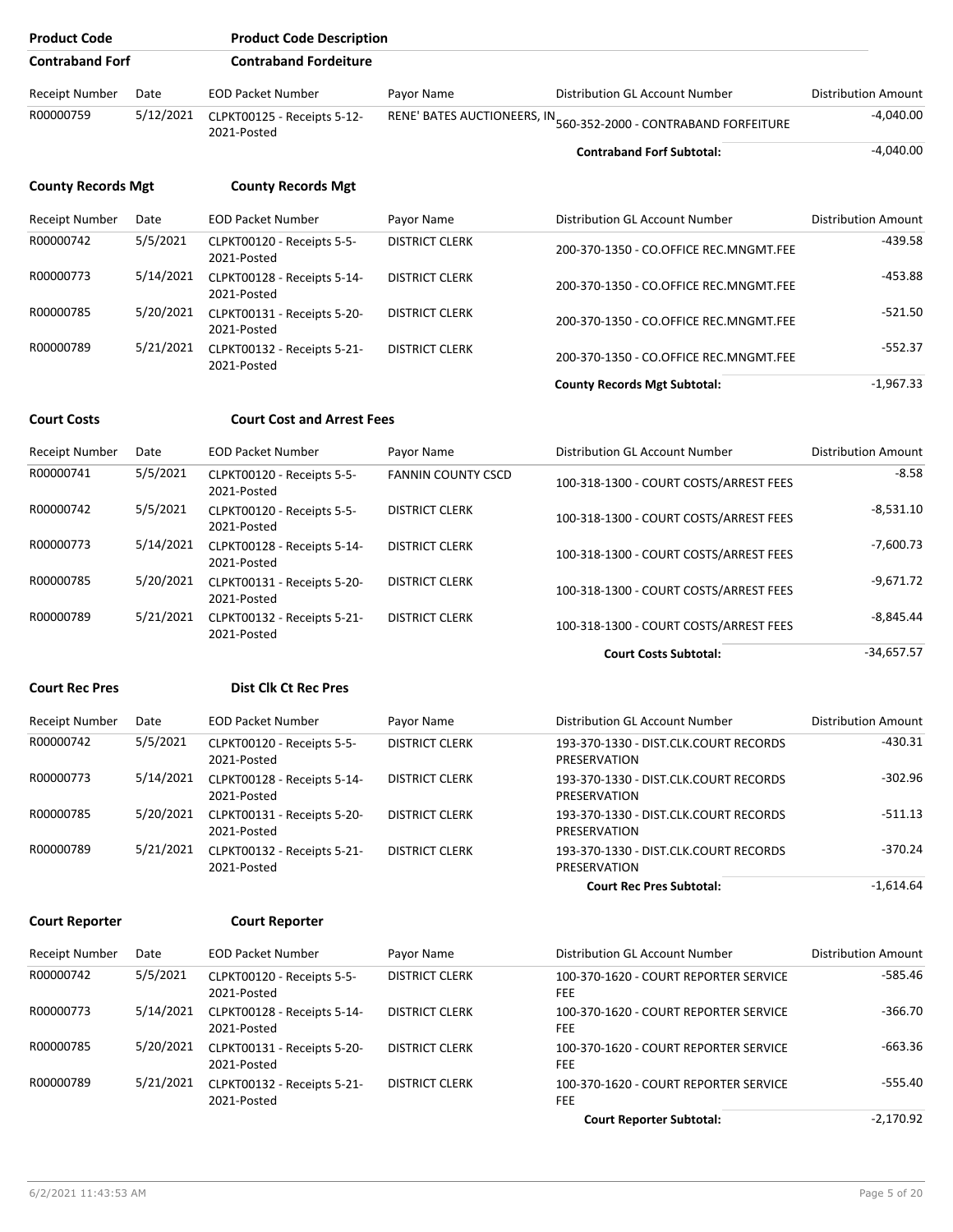| Product Code | Product Code Description |
|---|---|
| **Contraband Forf** | **Contraband Fordeiture** |

| Receipt Number | Date | EOD Packet Number | Payor Name | Distribution GL Account Number | Distribution Amount |
|---|---|---|---|---|---|
| R00000759 | 5/12/2021 | CLPKT00125 - Receipts 5-12-2021-Posted | RENE' BATES AUCTIONEERS, IN | 560-352-2000 - CONTRABAND FORFEITURE | -4,040.00 |
| | | | | **Contraband Forf Subtotal:** | -4,040.00 |

**County Records Mgt** **County Records Mgt**

| Receipt Number | Date | EOD Packet Number | Payor Name | Distribution GL Account Number | Distribution Amount |
|---|---|---|---|---|---|
| R00000742 | 5/5/2021 | CLPKT00120 - Receipts 5-5-2021-Posted | DISTRICT CLERK | 200-370-1350 - CO.OFFICE REC.MNGMT.FEE | -439.58 |
| R00000773 | 5/14/2021 | CLPKT00128 - Receipts 5-14-2021-Posted | DISTRICT CLERK | 200-370-1350 - CO.OFFICE REC.MNGMT.FEE | -453.88 |
| R00000785 | 5/20/2021 | CLPKT00131 - Receipts 5-20-2021-Posted | DISTRICT CLERK | 200-370-1350 - CO.OFFICE REC.MNGMT.FEE | -521.50 |
| R00000789 | 5/21/2021 | CLPKT00132 - Receipts 5-21-2021-Posted | DISTRICT CLERK | 200-370-1350 - CO.OFFICE REC.MNGMT.FEE | -552.37 |
| | | | | **County Records Mgt Subtotal:** | -1,967.33 |

**Court Costs** **Court Cost and Arrest Fees**

| Receipt Number | Date | EOD Packet Number | Payor Name | Distribution GL Account Number | Distribution Amount |
|---|---|---|---|---|---|
| R00000741 | 5/5/2021 | CLPKT00120 - Receipts 5-5-2021-Posted | FANNIN COUNTY CSCD | 100-318-1300 - COURT COSTS/ARREST FEES | -8.58 |
| R00000742 | 5/5/2021 | CLPKT00120 - Receipts 5-5-2021-Posted | DISTRICT CLERK | 100-318-1300 - COURT COSTS/ARREST FEES | -8,531.10 |
| R00000773 | 5/14/2021 | CLPKT00128 - Receipts 5-14-2021-Posted | DISTRICT CLERK | 100-318-1300 - COURT COSTS/ARREST FEES | -7,600.73 |
| R00000785 | 5/20/2021 | CLPKT00131 - Receipts 5-20-2021-Posted | DISTRICT CLERK | 100-318-1300 - COURT COSTS/ARREST FEES | -9,671.72 |
| R00000789 | 5/21/2021 | CLPKT00132 - Receipts 5-21-2021-Posted | DISTRICT CLERK | 100-318-1300 - COURT COSTS/ARREST FEES | -8,845.44 |
| | | | | **Court Costs Subtotal:** | -34,657.57 |

**Court Rec Pres** **Dist Clk Ct Rec Pres**

| Receipt Number | Date | EOD Packet Number | Payor Name | Distribution GL Account Number | Distribution Amount |
|---|---|---|---|---|---|
| R00000742 | 5/5/2021 | CLPKT00120 - Receipts 5-5-2021-Posted | DISTRICT CLERK | 193-370-1330 - DIST.CLK.COURT RECORDS PRESERVATION | -430.31 |
| R00000773 | 5/14/2021 | CLPKT00128 - Receipts 5-14-2021-Posted | DISTRICT CLERK | 193-370-1330 - DIST.CLK.COURT RECORDS PRESERVATION | -302.96 |
| R00000785 | 5/20/2021 | CLPKT00131 - Receipts 5-20-2021-Posted | DISTRICT CLERK | 193-370-1330 - DIST.CLK.COURT RECORDS PRESERVATION | -511.13 |
| R00000789 | 5/21/2021 | CLPKT00132 - Receipts 5-21-2021-Posted | DISTRICT CLERK | 193-370-1330 - DIST.CLK.COURT RECORDS PRESERVATION | -370.24 |
| | | | | **Court Rec Pres Subtotal:** | -1,614.64 |

**Court Reporter** **Court Reporter**

| Receipt Number | Date | EOD Packet Number | Payor Name | Distribution GL Account Number | Distribution Amount |
|---|---|---|---|---|---|
| R00000742 | 5/5/2021 | CLPKT00120 - Receipts 5-5-2021-Posted | DISTRICT CLERK | 100-370-1620 - COURT REPORTER SERVICE FEE | -585.46 |
| R00000773 | 5/14/2021 | CLPKT00128 - Receipts 5-14-2021-Posted | DISTRICT CLERK | 100-370-1620 - COURT REPORTER SERVICE FEE | -366.70 |
| R00000785 | 5/20/2021 | CLPKT00131 - Receipts 5-20-2021-Posted | DISTRICT CLERK | 100-370-1620 - COURT REPORTER SERVICE FEE | -663.36 |
| R00000789 | 5/21/2021 | CLPKT00132 - Receipts 5-21-2021-Posted | DISTRICT CLERK | 100-370-1620 - COURT REPORTER SERVICE FEE | -555.40 |
| | | | | **Court Reporter Subtotal:** | -2,170.92 |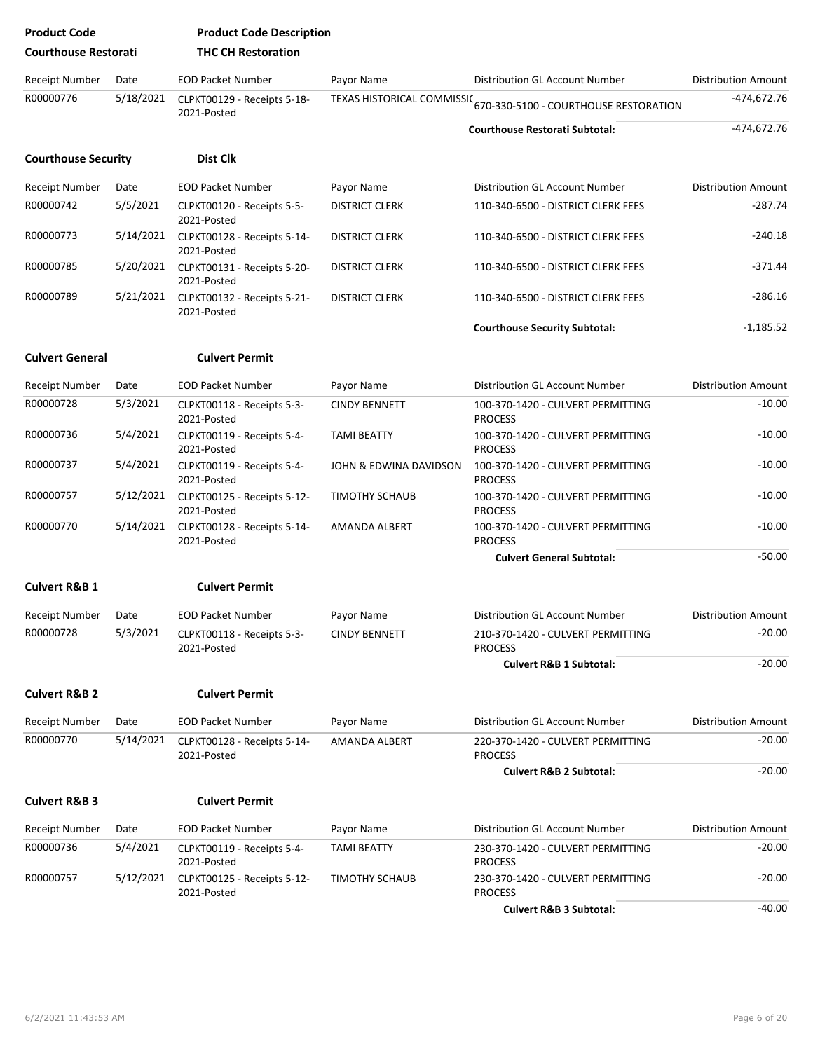| Product Code | | Product Code Description | | | |
|---|---|---|---|---|---|
| **Courthouse Restorati** | | **THC CH Restoration** | | | |
| Receipt Number | Date | EOD Packet Number | Payor Name | Distribution GL Account Number | Distribution Amount |
| R00000776 | 5/18/2021 | CLPKT00129 - Receipts 5-18-2021-Posted | TEXAS HISTORICAL COMMISSIC | 670-330-5100 - COURTHOUSE RESTORATION | -474,672.76 |
| | | | | **Courthouse Restorati Subtotal:** | -474,672.76 |

| **Courthouse Security** | | **Dist Clk** | | | |
|---|---|---|---|---|---|
| Receipt Number | Date | EOD Packet Number | Payor Name | Distribution GL Account Number | Distribution Amount |
| R00000742 | 5/5/2021 | CLPKT00120 - Receipts 5-5-2021-Posted | DISTRICT CLERK | 110-340-6500 - DISTRICT CLERK FEES | -287.74 |
| R00000773 | 5/14/2021 | CLPKT00128 - Receipts 5-14-2021-Posted | DISTRICT CLERK | 110-340-6500 - DISTRICT CLERK FEES | -240.18 |
| R00000785 | 5/20/2021 | CLPKT00131 - Receipts 5-20-2021-Posted | DISTRICT CLERK | 110-340-6500 - DISTRICT CLERK FEES | -371.44 |
| R00000789 | 5/21/2021 | CLPKT00132 - Receipts 5-21-2021-Posted | DISTRICT CLERK | 110-340-6500 - DISTRICT CLERK FEES | -286.16 |
| | | | | **Courthouse Security Subtotal:** | -1,185.52 |

| **Culvert General** | | **Culvert Permit** | | | |
|---|---|---|---|---|---|
| Receipt Number | Date | EOD Packet Number | Payor Name | Distribution GL Account Number | Distribution Amount |
| R00000728 | 5/3/2021 | CLPKT00118 - Receipts 5-3-2021-Posted | CINDY BENNETT | 100-370-1420 - CULVERT PERMITTING PROCESS | -10.00 |
| R00000736 | 5/4/2021 | CLPKT00119 - Receipts 5-4-2021-Posted | TAMI BEATTY | 100-370-1420 - CULVERT PERMITTING PROCESS | -10.00 |
| R00000737 | 5/4/2021 | CLPKT00119 - Receipts 5-4-2021-Posted | JOHN & EDWINA DAVIDSON | 100-370-1420 - CULVERT PERMITTING PROCESS | -10.00 |
| R00000757 | 5/12/2021 | CLPKT00125 - Receipts 5-12-2021-Posted | TIMOTHY SCHAUB | 100-370-1420 - CULVERT PERMITTING PROCESS | -10.00 |
| R00000770 | 5/14/2021 | CLPKT00128 - Receipts 5-14-2021-Posted | AMANDA ALBERT | 100-370-1420 - CULVERT PERMITTING PROCESS | -10.00 |
| | | | | **Culvert General Subtotal:** | -50.00 |

| **Culvert R&B 1** | | **Culvert Permit** | | | |
|---|---|---|---|---|---|
| Receipt Number | Date | EOD Packet Number | Payor Name | Distribution GL Account Number | Distribution Amount |
| R00000728 | 5/3/2021 | CLPKT00118 - Receipts 5-3-2021-Posted | CINDY BENNETT | 210-370-1420 - CULVERT PERMITTING PROCESS | -20.00 |
| | | | | **Culvert R&B 1 Subtotal:** | -20.00 |

| **Culvert R&B 2** | | **Culvert Permit** | | | |
|---|---|---|---|---|---|
| Receipt Number | Date | EOD Packet Number | Payor Name | Distribution GL Account Number | Distribution Amount |
| R00000770 | 5/14/2021 | CLPKT00128 - Receipts 5-14-2021-Posted | AMANDA ALBERT | 220-370-1420 - CULVERT PERMITTING PROCESS | -20.00 |
| | | | | **Culvert R&B 2 Subtotal:** | -20.00 |

| **Culvert R&B 3** | | **Culvert Permit** | | | |
|---|---|---|---|---|---|
| Receipt Number | Date | EOD Packet Number | Payor Name | Distribution GL Account Number | Distribution Amount |
| R00000736 | 5/4/2021 | CLPKT00119 - Receipts 5-4-2021-Posted | TAMI BEATTY | 230-370-1420 - CULVERT PERMITTING PROCESS | -20.00 |
| R00000757 | 5/12/2021 | CLPKT00125 - Receipts 5-12-2021-Posted | TIMOTHY SCHAUB | 230-370-1420 - CULVERT PERMITTING PROCESS | -20.00 |
| | | | | **Culvert R&B 3 Subtotal:** | -40.00 |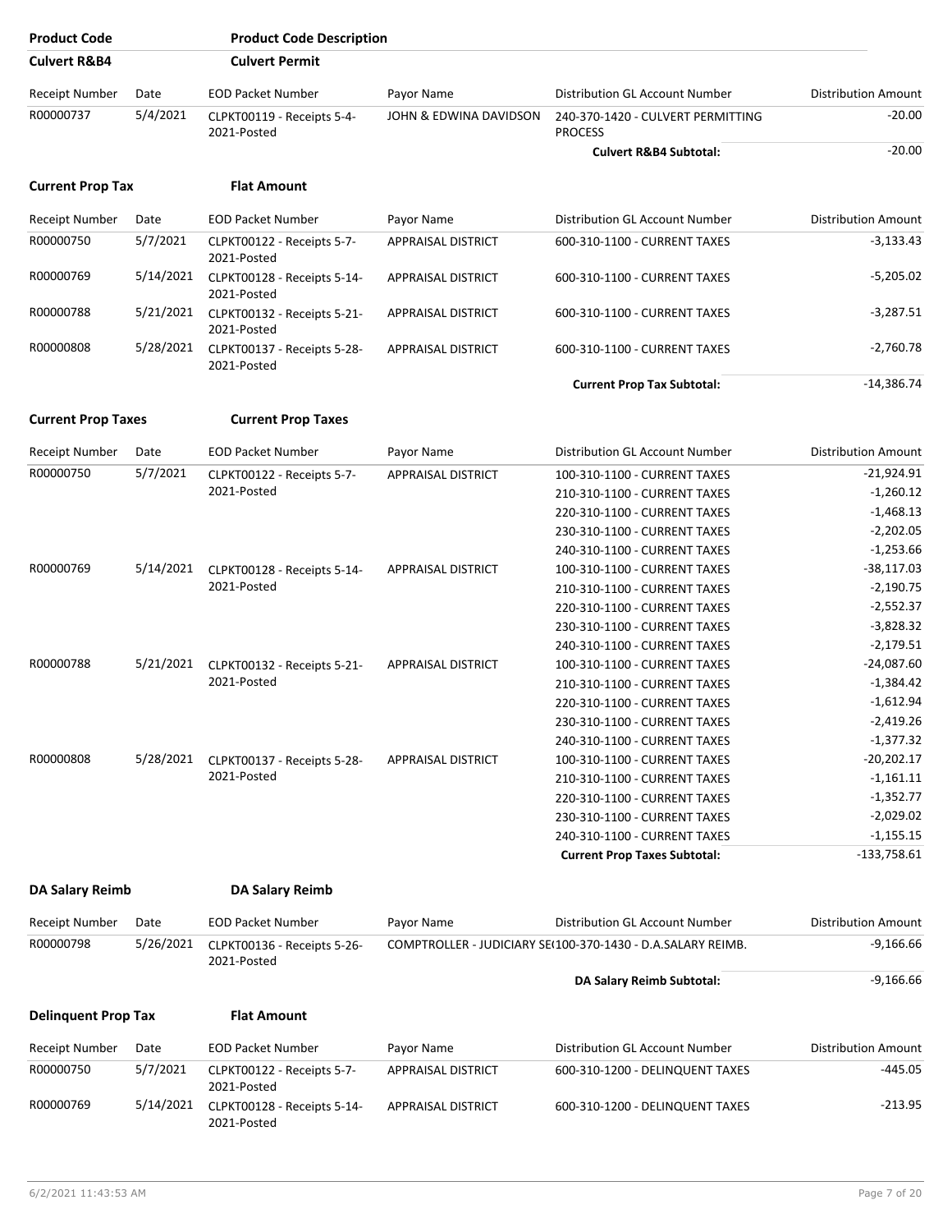| Product Code | Product Code Description | | | | |
|---|---|---|---|---|---|
| **Culvert R&B4** | **Culvert Permit** | | | | |

| Receipt Number | Date | EOD Packet Number | Payor Name | Distribution GL Account Number | Distribution Amount |
|---|---|---|---|---|---|
| R00000737 | 5/4/2021 | CLPKT00119 - Receipts 5-4-2021-Posted | JOHN & EDWINA DAVIDSON | 240-370-1420 - CULVERT PERMITTING PROCESS | -20.00 |
| | | | | **Culvert R&B4 Subtotal:** | -20.00 |

**Current Prop Tax** — **Flat Amount**

| Receipt Number | Date | EOD Packet Number | Payor Name | Distribution GL Account Number | Distribution Amount |
|---|---|---|---|---|---|
| R00000750 | 5/7/2021 | CLPKT00122 - Receipts 5-7-2021-Posted | APPRAISAL DISTRICT | 600-310-1100 - CURRENT TAXES | -3,133.43 |
| R00000769 | 5/14/2021 | CLPKT00128 - Receipts 5-14-2021-Posted | APPRAISAL DISTRICT | 600-310-1100 - CURRENT TAXES | -5,205.02 |
| R00000788 | 5/21/2021 | CLPKT00132 - Receipts 5-21-2021-Posted | APPRAISAL DISTRICT | 600-310-1100 - CURRENT TAXES | -3,287.51 |
| R00000808 | 5/28/2021 | CLPKT00137 - Receipts 5-28-2021-Posted | APPRAISAL DISTRICT | 600-310-1100 - CURRENT TAXES | -2,760.78 |
| | | | | **Current Prop Tax Subtotal:** | -14,386.74 |

**Current Prop Taxes** — **Current Prop Taxes**

| Receipt Number | Date | EOD Packet Number | Payor Name | Distribution GL Account Number | Distribution Amount |
|---|---|---|---|---|---|
| R00000750 | 5/7/2021 | CLPKT00122 - Receipts 5-7-2021-Posted | APPRAISAL DISTRICT | 100-310-1100 - CURRENT TAXES | -21,924.91 |
| | | | | 210-310-1100 - CURRENT TAXES | -1,260.12 |
| | | | | 220-310-1100 - CURRENT TAXES | -1,468.13 |
| | | | | 230-310-1100 - CURRENT TAXES | -2,202.05 |
| | | | | 240-310-1100 - CURRENT TAXES | -1,253.66 |
| R00000769 | 5/14/2021 | CLPKT00128 - Receipts 5-14-2021-Posted | APPRAISAL DISTRICT | 100-310-1100 - CURRENT TAXES | -38,117.03 |
| | | | | 210-310-1100 - CURRENT TAXES | -2,190.75 |
| | | | | 220-310-1100 - CURRENT TAXES | -2,552.37 |
| | | | | 230-310-1100 - CURRENT TAXES | -3,828.32 |
| | | | | 240-310-1100 - CURRENT TAXES | -2,179.51 |
| R00000788 | 5/21/2021 | CLPKT00132 - Receipts 5-21-2021-Posted | APPRAISAL DISTRICT | 100-310-1100 - CURRENT TAXES | -24,087.60 |
| | | | | 210-310-1100 - CURRENT TAXES | -1,384.42 |
| | | | | 220-310-1100 - CURRENT TAXES | -1,612.94 |
| | | | | 230-310-1100 - CURRENT TAXES | -2,419.26 |
| | | | | 240-310-1100 - CURRENT TAXES | -1,377.32 |
| R00000808 | 5/28/2021 | CLPKT00137 - Receipts 5-28-2021-Posted | APPRAISAL DISTRICT | 100-310-1100 - CURRENT TAXES | -20,202.17 |
| | | | | 210-310-1100 - CURRENT TAXES | -1,161.11 |
| | | | | 220-310-1100 - CURRENT TAXES | -1,352.77 |
| | | | | 230-310-1100 - CURRENT TAXES | -2,029.02 |
| | | | | 240-310-1100 - CURRENT TAXES | -1,155.15 |
| | | | | **Current Prop Taxes Subtotal:** | -133,758.61 |

**DA Salary Reimb** — **DA Salary Reimb**

| Receipt Number | Date | EOD Packet Number | Payor Name | Distribution GL Account Number | Distribution Amount |
|---|---|---|---|---|---|
| R00000798 | 5/26/2021 | CLPKT00136 - Receipts 5-26-2021-Posted | COMPTROLLER - JUDICIARY SE( | 100-370-1430 - D.A.SALARY REIMB. | -9,166.66 |
| | | | | **DA Salary Reimb Subtotal:** | -9,166.66 |

**Delinquent Prop Tax** — **Flat Amount**

| Receipt Number | Date | EOD Packet Number | Payor Name | Distribution GL Account Number | Distribution Amount |
|---|---|---|---|---|---|
| R00000750 | 5/7/2021 | CLPKT00122 - Receipts 5-7-2021-Posted | APPRAISAL DISTRICT | 600-310-1200 - DELINQUENT TAXES | -445.05 |
| R00000769 | 5/14/2021 | CLPKT00128 - Receipts 5-14-2021-Posted | APPRAISAL DISTRICT | 600-310-1200 - DELINQUENT TAXES | -213.95 |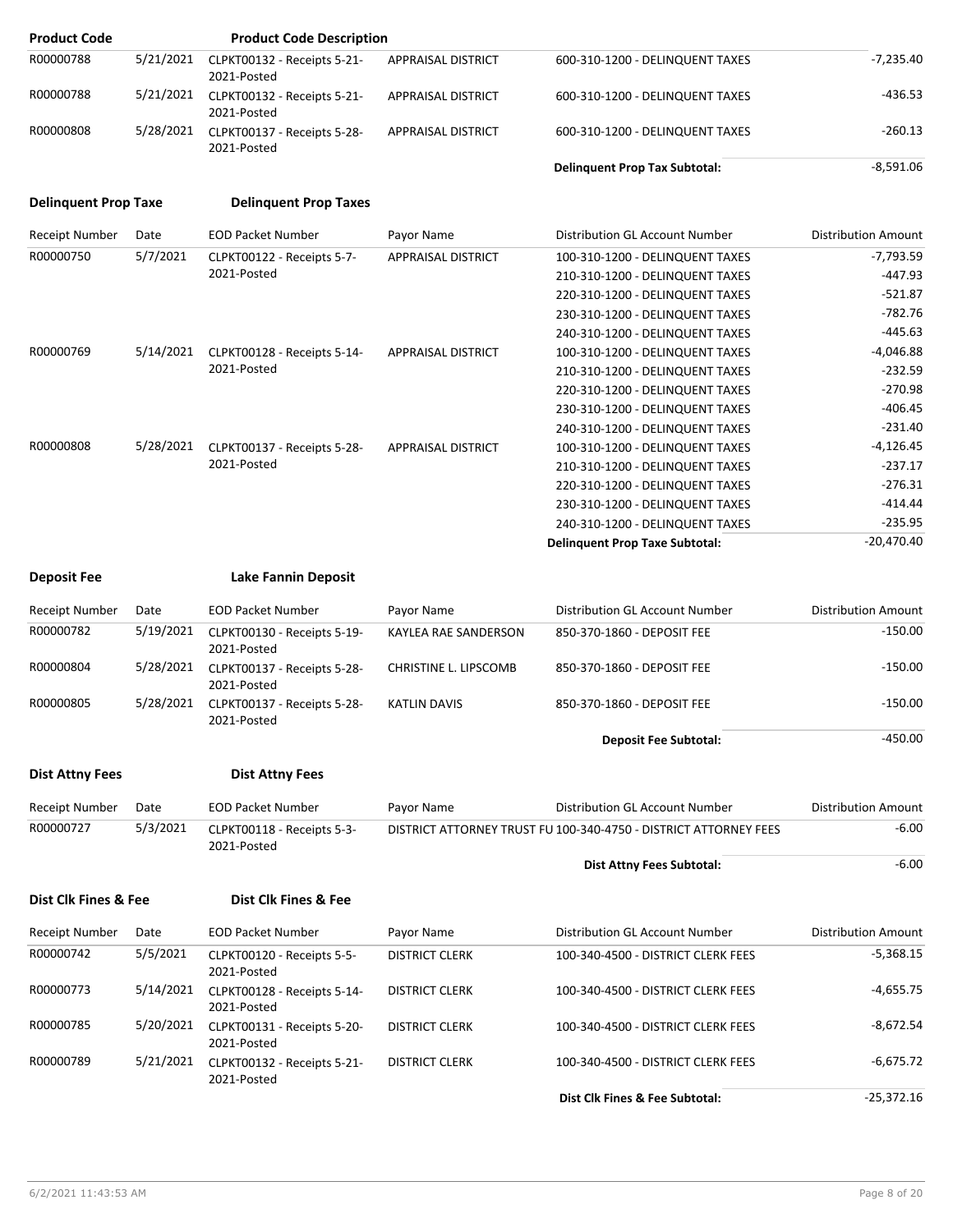| Product Code | | Product Code Description | | | |
|---|---|---|---|---|---|
| R00000788 | 5/21/2021 | CLPKT00132 - Receipts 5-21-2021-Posted | APPRAISAL DISTRICT | 600-310-1200 - DELINQUENT TAXES | -7,235.40 |
| R00000788 | 5/21/2021 | CLPKT00132 - Receipts 5-21-2021-Posted | APPRAISAL DISTRICT | 600-310-1200 - DELINQUENT TAXES | -436.53 |
| R00000808 | 5/28/2021 | CLPKT00137 - Receipts 5-28-2021-Posted | APPRAISAL DISTRICT | 600-310-1200 - DELINQUENT TAXES | -260.13 |
| | | | | **Delinquent Prop Tax Subtotal:** | -8,591.06 |

**Delinquent Prop Taxe** **Delinquent Prop Taxes**

| Receipt Number | Date | EOD Packet Number | Payor Name | Distribution GL Account Number | Distribution Amount |
|---|---|---|---|---|---|
| R00000750 | 5/7/2021 | CLPKT00122 - Receipts 5-7-2021-Posted | APPRAISAL DISTRICT | 100-310-1200 - DELINQUENT TAXES | -7,793.59 |
| | | | | 210-310-1200 - DELINQUENT TAXES | -447.93 |
| | | | | 220-310-1200 - DELINQUENT TAXES | -521.87 |
| | | | | 230-310-1200 - DELINQUENT TAXES | -782.76 |
| | | | | 240-310-1200 - DELINQUENT TAXES | -445.63 |
| R00000769 | 5/14/2021 | CLPKT00128 - Receipts 5-14-2021-Posted | APPRAISAL DISTRICT | 100-310-1200 - DELINQUENT TAXES | -4,046.88 |
| | | | | 210-310-1200 - DELINQUENT TAXES | -232.59 |
| | | | | 220-310-1200 - DELINQUENT TAXES | -270.98 |
| | | | | 230-310-1200 - DELINQUENT TAXES | -406.45 |
| | | | | 240-310-1200 - DELINQUENT TAXES | -231.40 |
| R00000808 | 5/28/2021 | CLPKT00137 - Receipts 5-28-2021-Posted | APPRAISAL DISTRICT | 100-310-1200 - DELINQUENT TAXES | -4,126.45 |
| | | | | 210-310-1200 - DELINQUENT TAXES | -237.17 |
| | | | | 220-310-1200 - DELINQUENT TAXES | -276.31 |
| | | | | 230-310-1200 - DELINQUENT TAXES | -414.44 |
| | | | | 240-310-1200 - DELINQUENT TAXES | -235.95 |
| | | | | **Delinquent Prop Taxe Subtotal:** | -20,470.40 |

**Deposit Fee** **Lake Fannin Deposit**

| Receipt Number | Date | EOD Packet Number | Payor Name | Distribution GL Account Number | Distribution Amount |
|---|---|---|---|---|---|
| R00000782 | 5/19/2021 | CLPKT00130 - Receipts 5-19-2021-Posted | KAYLEA RAE SANDERSON | 850-370-1860 - DEPOSIT FEE | -150.00 |
| R00000804 | 5/28/2021 | CLPKT00137 - Receipts 5-28-2021-Posted | CHRISTINE L. LIPSCOMB | 850-370-1860 - DEPOSIT FEE | -150.00 |
| R00000805 | 5/28/2021 | CLPKT00137 - Receipts 5-28-2021-Posted | KATLIN DAVIS | 850-370-1860 - DEPOSIT FEE | -150.00 |
| | | | | **Deposit Fee Subtotal:** | -450.00 |

**Dist Attny Fees** **Dist Attny Fees**

| Receipt Number | Date | EOD Packet Number | Payor Name | Distribution GL Account Number | Distribution Amount |
|---|---|---|---|---|---|
| R00000727 | 5/3/2021 | CLPKT00118 - Receipts 5-3-2021-Posted | DISTRICT ATTORNEY TRUST FU | 100-340-4750 - DISTRICT ATTORNEY FEES | -6.00 |
| | | | | **Dist Attny Fees Subtotal:** | -6.00 |

**Dist Clk Fines & Fee** **Dist Clk Fines & Fee**

| Receipt Number | Date | EOD Packet Number | Payor Name | Distribution GL Account Number | Distribution Amount |
|---|---|---|---|---|---|
| R00000742 | 5/5/2021 | CLPKT00120 - Receipts 5-5-2021-Posted | DISTRICT CLERK | 100-340-4500 - DISTRICT CLERK FEES | -5,368.15 |
| R00000773 | 5/14/2021 | CLPKT00128 - Receipts 5-14-2021-Posted | DISTRICT CLERK | 100-340-4500 - DISTRICT CLERK FEES | -4,655.75 |
| R00000785 | 5/20/2021 | CLPKT00131 - Receipts 5-20-2021-Posted | DISTRICT CLERK | 100-340-4500 - DISTRICT CLERK FEES | -8,672.54 |
| R00000789 | 5/21/2021 | CLPKT00132 - Receipts 5-21-2021-Posted | DISTRICT CLERK | 100-340-4500 - DISTRICT CLERK FEES | -6,675.72 |
| | | | | **Dist Clk Fines & Fee Subtotal:** | -25,372.16 |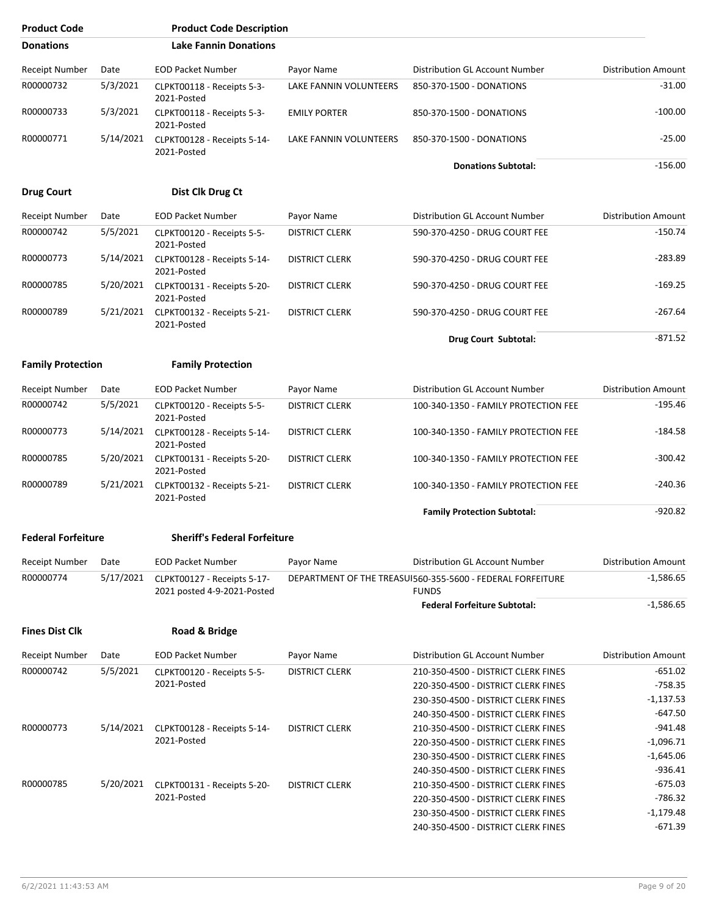| Product Code | Product Code Description |
|---|---|
| **Donations** | **Lake Fannin Donations** |

| Receipt Number | Date | EOD Packet Number | Payor Name | Distribution GL Account Number | Distribution Amount |
|---|---|---|---|---|---|
| R00000732 | 5/3/2021 | CLPKT00118 - Receipts 5-3-2021-Posted | LAKE FANNIN VOLUNTEERS | 850-370-1500 - DONATIONS | -31.00 |
| R00000733 | 5/3/2021 | CLPKT00118 - Receipts 5-3-2021-Posted | EMILY PORTER | 850-370-1500 - DONATIONS | -100.00 |
| R00000771 | 5/14/2021 | CLPKT00128 - Receipts 5-14-2021-Posted | LAKE FANNIN VOLUNTEERS | 850-370-1500 - DONATIONS | -25.00 |
| | | | | **Donations Subtotal:** | -156.00 |

| **Drug Court** | **Dist Clk Drug Ct** |
|---|---|

| Receipt Number | Date | EOD Packet Number | Payor Name | Distribution GL Account Number | Distribution Amount |
|---|---|---|---|---|---|
| R00000742 | 5/5/2021 | CLPKT00120 - Receipts 5-5-2021-Posted | DISTRICT CLERK | 590-370-4250 - DRUG COURT FEE | -150.74 |
| R00000773 | 5/14/2021 | CLPKT00128 - Receipts 5-14-2021-Posted | DISTRICT CLERK | 590-370-4250 - DRUG COURT FEE | -283.89 |
| R00000785 | 5/20/2021 | CLPKT00131 - Receipts 5-20-2021-Posted | DISTRICT CLERK | 590-370-4250 - DRUG COURT FEE | -169.25 |
| R00000789 | 5/21/2021 | CLPKT00132 - Receipts 5-21-2021-Posted | DISTRICT CLERK | 590-370-4250 - DRUG COURT FEE | -267.64 |
| | | | | **Drug Court Subtotal:** | -871.52 |

| **Family Protection** | **Family Protection** |
|---|---|

| Receipt Number | Date | EOD Packet Number | Payor Name | Distribution GL Account Number | Distribution Amount |
|---|---|---|---|---|---|
| R00000742 | 5/5/2021 | CLPKT00120 - Receipts 5-5-2021-Posted | DISTRICT CLERK | 100-340-1350 - FAMILY PROTECTION FEE | -195.46 |
| R00000773 | 5/14/2021 | CLPKT00128 - Receipts 5-14-2021-Posted | DISTRICT CLERK | 100-340-1350 - FAMILY PROTECTION FEE | -184.58 |
| R00000785 | 5/20/2021 | CLPKT00131 - Receipts 5-20-2021-Posted | DISTRICT CLERK | 100-340-1350 - FAMILY PROTECTION FEE | -300.42 |
| R00000789 | 5/21/2021 | CLPKT00132 - Receipts 5-21-2021-Posted | DISTRICT CLERK | 100-340-1350 - FAMILY PROTECTION FEE | -240.36 |
| | | | | **Family Protection Subtotal:** | -920.82 |

| **Federal Forfeiture** | **Sheriff's Federal Forfeiture** |
|---|---|

| Receipt Number | Date | EOD Packet Number | Payor Name | Distribution GL Account Number | Distribution Amount |
|---|---|---|---|---|---|
| R00000774 | 5/17/2021 | CLPKT00127 - Receipts 5-17-2021 posted 4-9-2021-Posted | DEPARTMENT OF THE TREASU | 560-355-5600 - FEDERAL FORFEITURE FUNDS | -1,586.65 |
| | | | | **Federal Forfeiture Subtotal:** | -1,586.65 |

| **Fines Dist Clk** | **Road & Bridge** |
|---|---|

| Receipt Number | Date | EOD Packet Number | Payor Name | Distribution GL Account Number | Distribution Amount |
|---|---|---|---|---|---|
| R00000742 | 5/5/2021 | CLPKT00120 - Receipts 5-5-2021-Posted | DISTRICT CLERK | 210-350-4500 - DISTRICT CLERK FINES | -651.02 |
| | | | | 220-350-4500 - DISTRICT CLERK FINES | -758.35 |
| | | | | 230-350-4500 - DISTRICT CLERK FINES | -1,137.53 |
| | | | | 240-350-4500 - DISTRICT CLERK FINES | -647.50 |
| R00000773 | 5/14/2021 | CLPKT00128 - Receipts 5-14-2021-Posted | DISTRICT CLERK | 210-350-4500 - DISTRICT CLERK FINES | -941.48 |
| | | | | 220-350-4500 - DISTRICT CLERK FINES | -1,096.71 |
| | | | | 230-350-4500 - DISTRICT CLERK FINES | -1,645.06 |
| | | | | 240-350-4500 - DISTRICT CLERK FINES | -936.41 |
| R00000785 | 5/20/2021 | CLPKT00131 - Receipts 5-20-2021-Posted | DISTRICT CLERK | 210-350-4500 - DISTRICT CLERK FINES | -675.03 |
| | | | | 220-350-4500 - DISTRICT CLERK FINES | -786.32 |
| | | | | 230-350-4500 - DISTRICT CLERK FINES | -1,179.48 |
| | | | | 240-350-4500 - DISTRICT CLERK FINES | -671.39 |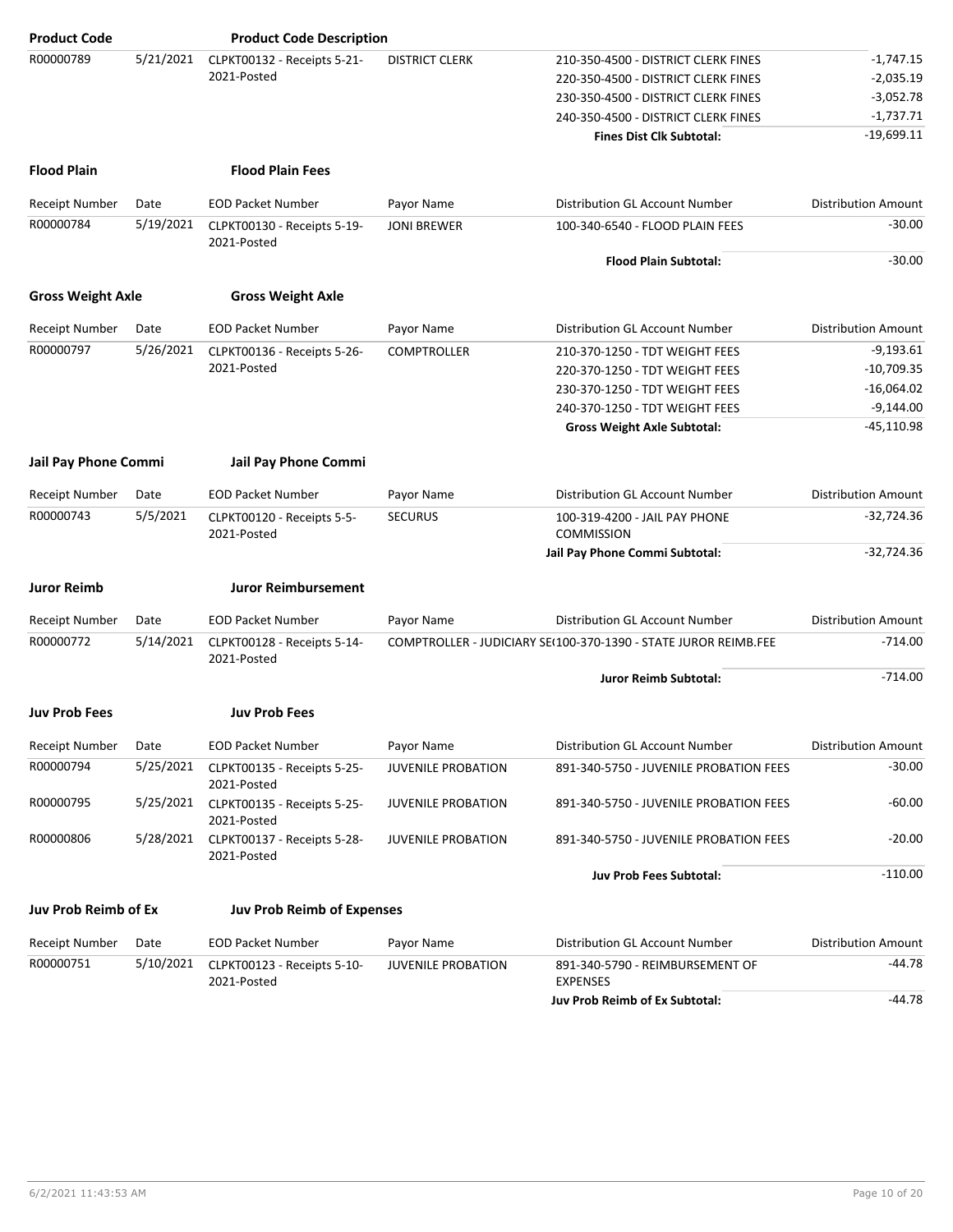| Product Code | | Product Code Description | | | |
|---|---|---|---|---|---|
| R00000789 | 5/21/2021 | CLPKT00132 - Receipts 5-21-2021-Posted | DISTRICT CLERK | 210-350-4500 - DISTRICT CLERK FINES | -1,747.15 |
| | | | | 220-350-4500 - DISTRICT CLERK FINES | -2,035.19 |
| | | | | 230-350-4500 - DISTRICT CLERK FINES | -3,052.78 |
| | | | | 240-350-4500 - DISTRICT CLERK FINES | -1,737.71 |
| | | | | **Fines Dist Clk Subtotal:** | -19,699.11 |

**Flood Plain** — **Flood Plain Fees**

| Receipt Number | Date | EOD Packet Number | Payor Name | Distribution GL Account Number | Distribution Amount |
|---|---|---|---|---|---|
| R00000784 | 5/19/2021 | CLPKT00130 - Receipts 5-19-2021-Posted | JONI BREWER | 100-340-6540 - FLOOD PLAIN FEES | -30.00 |
| | | | | **Flood Plain Subtotal:** | -30.00 |

**Gross Weight Axle** — **Gross Weight Axle**

| Receipt Number | Date | EOD Packet Number | Payor Name | Distribution GL Account Number | Distribution Amount |
|---|---|---|---|---|---|
| R00000797 | 5/26/2021 | CLPKT00136 - Receipts 5-26-2021-Posted | COMPTROLLER | 210-370-1250 - TDT WEIGHT FEES | -9,193.61 |
| | | | | 220-370-1250 - TDT WEIGHT FEES | -10,709.35 |
| | | | | 230-370-1250 - TDT WEIGHT FEES | -16,064.02 |
| | | | | 240-370-1250 - TDT WEIGHT FEES | -9,144.00 |
| | | | | **Gross Weight Axle Subtotal:** | -45,110.98 |

**Jail Pay Phone Commi** — **Jail Pay Phone Commi**

| Receipt Number | Date | EOD Packet Number | Payor Name | Distribution GL Account Number | Distribution Amount |
|---|---|---|---|---|---|
| R00000743 | 5/5/2021 | CLPKT00120 - Receipts 5-5-2021-Posted | SECURUS | 100-319-4200 - JAIL PAY PHONE COMMISSION | -32,724.36 |
| | | | | **Jail Pay Phone Commi Subtotal:** | -32,724.36 |

**Juror Reimb** — **Juror Reimbursement**

| Receipt Number | Date | EOD Packet Number | Payor Name | Distribution GL Account Number | Distribution Amount |
|---|---|---|---|---|---|
| R00000772 | 5/14/2021 | CLPKT00128 - Receipts 5-14-2021-Posted | COMPTROLLER - JUDICIARY SE( | 100-370-1390 - STATE JUROR REIMB.FEE | -714.00 |
| | | | | **Juror Reimb Subtotal:** | -714.00 |

**Juv Prob Fees** — **Juv Prob Fees**

| Receipt Number | Date | EOD Packet Number | Payor Name | Distribution GL Account Number | Distribution Amount |
|---|---|---|---|---|---|
| R00000794 | 5/25/2021 | CLPKT00135 - Receipts 5-25-2021-Posted | JUVENILE PROBATION | 891-340-5750 - JUVENILE PROBATION FEES | -30.00 |
| R00000795 | 5/25/2021 | CLPKT00135 - Receipts 5-25-2021-Posted | JUVENILE PROBATION | 891-340-5750 - JUVENILE PROBATION FEES | -60.00 |
| R00000806 | 5/28/2021 | CLPKT00137 - Receipts 5-28-2021-Posted | JUVENILE PROBATION | 891-340-5750 - JUVENILE PROBATION FEES | -20.00 |
| | | | | **Juv Prob Fees Subtotal:** | -110.00 |

**Juv Prob Reimb of Ex** — **Juv Prob Reimb of Expenses**

| Receipt Number | Date | EOD Packet Number | Payor Name | Distribution GL Account Number | Distribution Amount |
|---|---|---|---|---|---|
| R00000751 | 5/10/2021 | CLPKT00123 - Receipts 5-10-2021-Posted | JUVENILE PROBATION | 891-340-5790 - REIMBURSEMENT OF EXPENSES | -44.78 |
| | | | | **Juv Prob Reimb of Ex Subtotal:** | -44.78 |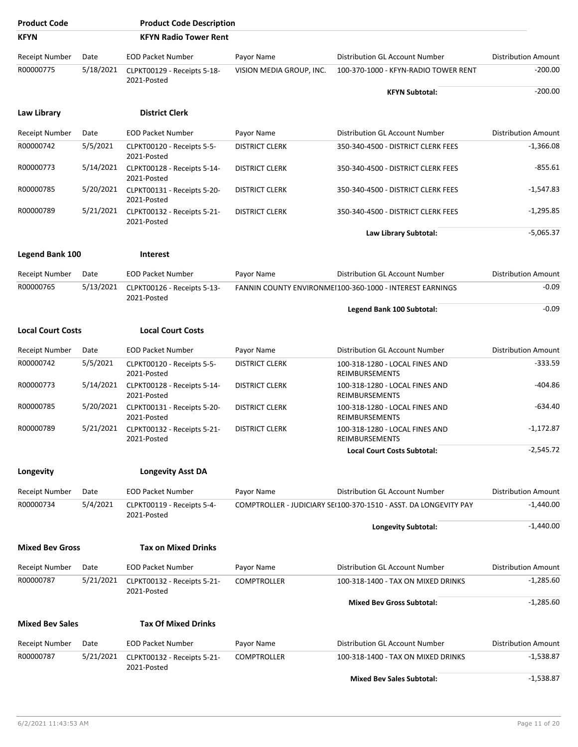| Product Code | | Product Code Description | | | |
|---|---|---|---|---|---|
| **KFYN** | | **KFYN Radio Tower Rent** | | | |
| Receipt Number | Date | EOD Packet Number | Payor Name | Distribution GL Account Number | Distribution Amount |
| R00000775 | 5/18/2021 | CLPKT00129 - Receipts 5-18-2021-Posted | VISION MEDIA GROUP, INC. | 100-370-1000 - KFYN-RADIO TOWER RENT | -200.00 |
| | | | | **KFYN Subtotal:** | -200.00 |

| Product Code | | Product Code Description | | | |
|---|---|---|---|---|---|
| **Law Library** | | **District Clerk** | | | |
| Receipt Number | Date | EOD Packet Number | Payor Name | Distribution GL Account Number | Distribution Amount |
| R00000742 | 5/5/2021 | CLPKT00120 - Receipts 5-5-2021-Posted | DISTRICT CLERK | 350-340-4500 - DISTRICT CLERK FEES | -1,366.08 |
| R00000773 | 5/14/2021 | CLPKT00128 - Receipts 5-14-2021-Posted | DISTRICT CLERK | 350-340-4500 - DISTRICT CLERK FEES | -855.61 |
| R00000785 | 5/20/2021 | CLPKT00131 - Receipts 5-20-2021-Posted | DISTRICT CLERK | 350-340-4500 - DISTRICT CLERK FEES | -1,547.83 |
| R00000789 | 5/21/2021 | CLPKT00132 - Receipts 5-21-2021-Posted | DISTRICT CLERK | 350-340-4500 - DISTRICT CLERK FEES | -1,295.85 |
| | | | | **Law Library Subtotal:** | -5,065.37 |

| Product Code | | Product Code Description | | | |
|---|---|---|---|---|---|
| **Legend Bank 100** | | **Interest** | | | |
| Receipt Number | Date | EOD Packet Number | Payor Name | Distribution GL Account Number | Distribution Amount |
| R00000765 | 5/13/2021 | CLPKT00126 - Receipts 5-13-2021-Posted | FANNIN COUNTY ENVIRONMEI | 100-360-1000 - INTEREST EARNINGS | -0.09 |
| | | | | **Legend Bank 100 Subtotal:** | -0.09 |

| Product Code | | Product Code Description | | | |
|---|---|---|---|---|---|
| **Local Court Costs** | | **Local Court Costs** | | | |
| Receipt Number | Date | EOD Packet Number | Payor Name | Distribution GL Account Number | Distribution Amount |
| R00000742 | 5/5/2021 | CLPKT00120 - Receipts 5-5-2021-Posted | DISTRICT CLERK | 100-318-1280 - LOCAL FINES AND REIMBURSEMENTS | -333.59 |
| R00000773 | 5/14/2021 | CLPKT00128 - Receipts 5-14-2021-Posted | DISTRICT CLERK | 100-318-1280 - LOCAL FINES AND REIMBURSEMENTS | -404.86 |
| R00000785 | 5/20/2021 | CLPKT00131 - Receipts 5-20-2021-Posted | DISTRICT CLERK | 100-318-1280 - LOCAL FINES AND REIMBURSEMENTS | -634.40 |
| R00000789 | 5/21/2021 | CLPKT00132 - Receipts 5-21-2021-Posted | DISTRICT CLERK | 100-318-1280 - LOCAL FINES AND REIMBURSEMENTS | -1,172.87 |
| | | | | **Local Court Costs Subtotal:** | -2,545.72 |

| Product Code | | Product Code Description | | | |
|---|---|---|---|---|---|
| **Longevity** | | **Longevity Asst DA** | | | |
| Receipt Number | Date | EOD Packet Number | Payor Name | Distribution GL Account Number | Distribution Amount |
| R00000734 | 5/4/2021 | CLPKT00119 - Receipts 5-4-2021-Posted | COMPTROLLER - JUDICIARY SE( | 100-370-1510 - ASST. DA LONGEVITY PAY | -1,440.00 |
| | | | | **Longevity Subtotal:** | -1,440.00 |

| Product Code | | Product Code Description | | | |
|---|---|---|---|---|---|
| **Mixed Bev Gross** | | **Tax on Mixed Drinks** | | | |
| Receipt Number | Date | EOD Packet Number | Payor Name | Distribution GL Account Number | Distribution Amount |
| R00000787 | 5/21/2021 | CLPKT00132 - Receipts 5-21-2021-Posted | COMPTROLLER | 100-318-1400 - TAX ON MIXED DRINKS | -1,285.60 |
| | | | | **Mixed Bev Gross Subtotal:** | -1,285.60 |

| Product Code | | Product Code Description | | | |
|---|---|---|---|---|---|
| **Mixed Bev Sales** | | **Tax Of Mixed Drinks** | | | |
| Receipt Number | Date | EOD Packet Number | Payor Name | Distribution GL Account Number | Distribution Amount |
| R00000787 | 5/21/2021 | CLPKT00132 - Receipts 5-21-2021-Posted | COMPTROLLER | 100-318-1400 - TAX ON MIXED DRINKS | -1,538.87 |
| | | | | **Mixed Bev Sales Subtotal:** | -1,538.87 |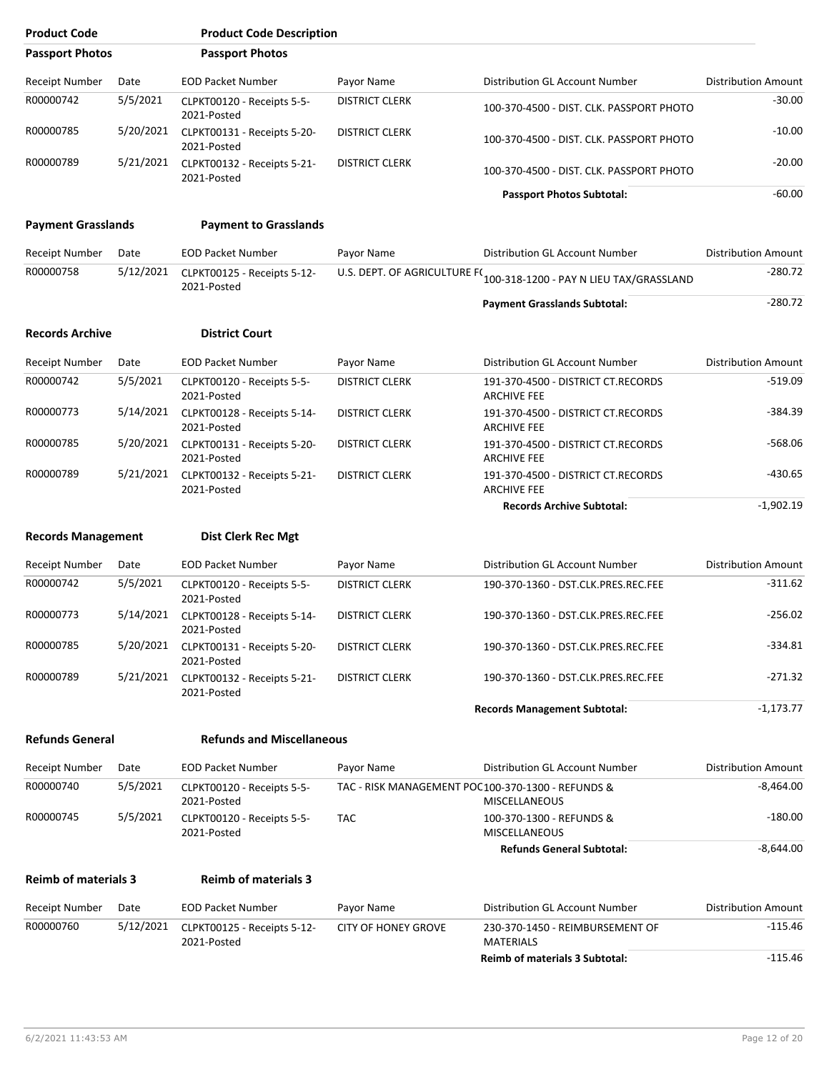| Product Code | Product Code Description | | | | |
|---|---|---|---|---|---|
| **Passport Photos** | **Passport Photos** | | | | |
| Receipt Number | Date | EOD Packet Number | Payor Name | Distribution GL Account Number | Distribution Amount |
| R00000742 | 5/5/2021 | CLPKT00120 - Receipts 5-5-2021-Posted | DISTRICT CLERK | 100-370-4500 - DIST. CLK. PASSPORT PHOTO | -30.00 |
| R00000785 | 5/20/2021 | CLPKT00131 - Receipts 5-20-2021-Posted | DISTRICT CLERK | 100-370-4500 - DIST. CLK. PASSPORT PHOTO | -10.00 |
| R00000789 | 5/21/2021 | CLPKT00132 - Receipts 5-21-2021-Posted | DISTRICT CLERK | 100-370-4500 - DIST. CLK. PASSPORT PHOTO | -20.00 |
| | | | | **Passport Photos Subtotal:** | -60.00 |

| **Payment Grasslands** | **Payment to Grasslands** | | | | |
|---|---|---|---|---|---|
| Receipt Number | Date | EOD Packet Number | Payor Name | Distribution GL Account Number | Distribution Amount |
| R00000758 | 5/12/2021 | CLPKT00125 - Receipts 5-12-2021-Posted | U.S. DEPT. OF AGRICULTURE F( | 100-318-1200 - PAY N LIEU TAX/GRASSLAND | -280.72 |
| | | | | **Payment Grasslands Subtotal:** | -280.72 |

| **Records Archive** | **District Court** | | | | |
|---|---|---|---|---|---|
| Receipt Number | Date | EOD Packet Number | Payor Name | Distribution GL Account Number | Distribution Amount |
| R00000742 | 5/5/2021 | CLPKT00120 - Receipts 5-5-2021-Posted | DISTRICT CLERK | 191-370-4500 - DISTRICT CT.RECORDS ARCHIVE FEE | -519.09 |
| R00000773 | 5/14/2021 | CLPKT00128 - Receipts 5-14-2021-Posted | DISTRICT CLERK | 191-370-4500 - DISTRICT CT.RECORDS ARCHIVE FEE | -384.39 |
| R00000785 | 5/20/2021 | CLPKT00131 - Receipts 5-20-2021-Posted | DISTRICT CLERK | 191-370-4500 - DISTRICT CT.RECORDS ARCHIVE FEE | -568.06 |
| R00000789 | 5/21/2021 | CLPKT00132 - Receipts 5-21-2021-Posted | DISTRICT CLERK | 191-370-4500 - DISTRICT CT.RECORDS ARCHIVE FEE | -430.65 |
| | | | | **Records Archive Subtotal:** | -1,902.19 |

| **Records Management** | **Dist Clerk Rec Mgt** | | | | |
|---|---|---|---|---|---|
| Receipt Number | Date | EOD Packet Number | Payor Name | Distribution GL Account Number | Distribution Amount |
| R00000742 | 5/5/2021 | CLPKT00120 - Receipts 5-5-2021-Posted | DISTRICT CLERK | 190-370-1360 - DST.CLK.PRES.REC.FEE | -311.62 |
| R00000773 | 5/14/2021 | CLPKT00128 - Receipts 5-14-2021-Posted | DISTRICT CLERK | 190-370-1360 - DST.CLK.PRES.REC.FEE | -256.02 |
| R00000785 | 5/20/2021 | CLPKT00131 - Receipts 5-20-2021-Posted | DISTRICT CLERK | 190-370-1360 - DST.CLK.PRES.REC.FEE | -334.81 |
| R00000789 | 5/21/2021 | CLPKT00132 - Receipts 5-21-2021-Posted | DISTRICT CLERK | 190-370-1360 - DST.CLK.PRES.REC.FEE | -271.32 |
| | | | | **Records Management Subtotal:** | -1,173.77 |

| **Refunds General** | **Refunds and Miscellaneous** | | | | |
|---|---|---|---|---|---|
| Receipt Number | Date | EOD Packet Number | Payor Name | Distribution GL Account Number | Distribution Amount |
| R00000740 | 5/5/2021 | CLPKT00120 - Receipts 5-5-2021-Posted | TAC - RISK MANAGEMENT POC | 100-370-1300 - REFUNDS & MISCELLANEOUS | -8,464.00 |
| R00000745 | 5/5/2021 | CLPKT00120 - Receipts 5-5-2021-Posted | TAC | 100-370-1300 - REFUNDS & MISCELLANEOUS | -180.00 |
| | | | | **Refunds General Subtotal:** | -8,644.00 |

| **Reimb of materials 3** | **Reimb of materials 3** | | | | |
|---|---|---|---|---|---|
| Receipt Number | Date | EOD Packet Number | Payor Name | Distribution GL Account Number | Distribution Amount |
| R00000760 | 5/12/2021 | CLPKT00125 - Receipts 5-12-2021-Posted | CITY OF HONEY GROVE | 230-370-1450 - REIMBURSEMENT OF MATERIALS | -115.46 |
| | | | | **Reimb of materials 3 Subtotal:** | -115.46 |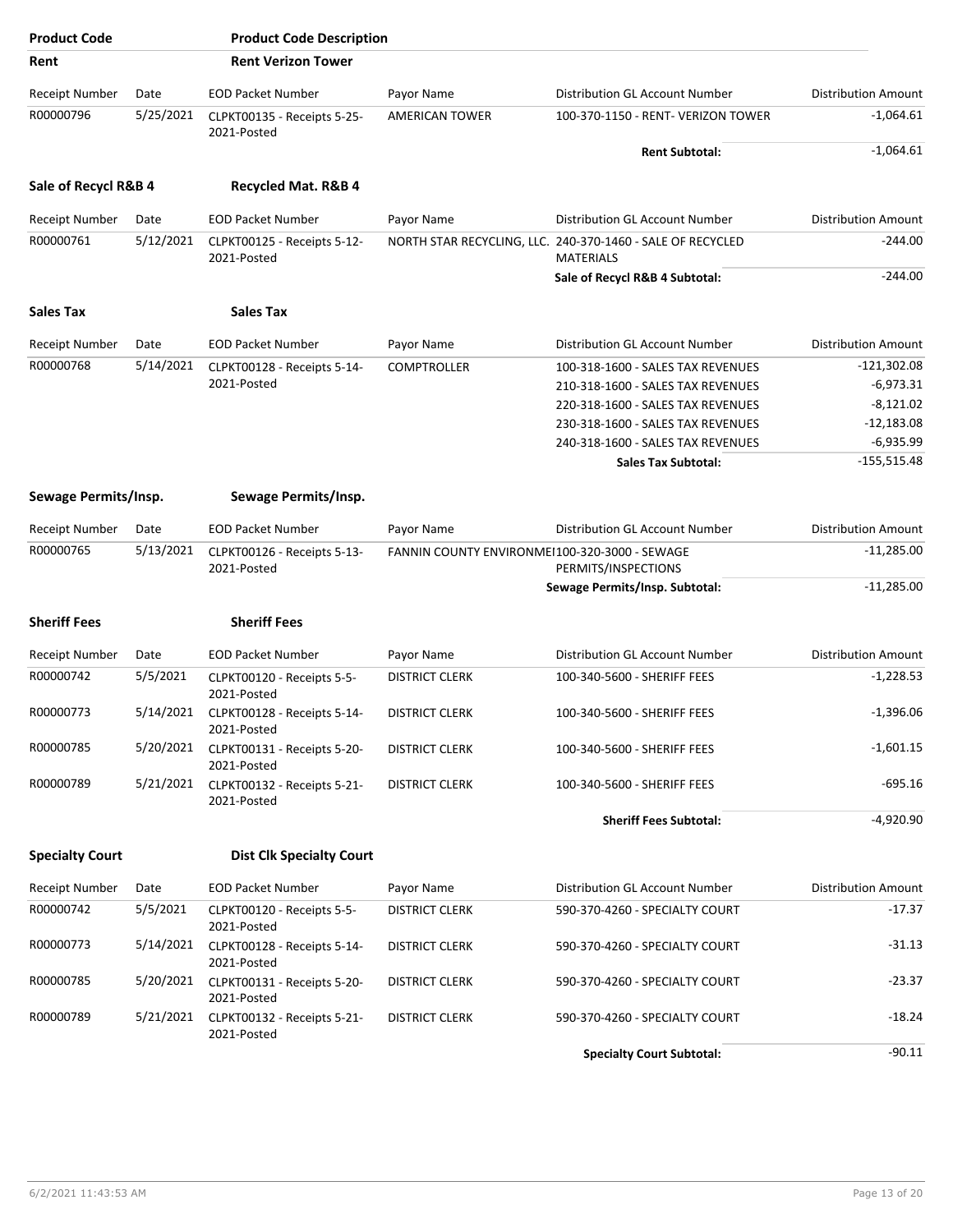| Product Code | | Product Code Description | | | |
|---|---|---|---|---|---|
| **Rent** | | **Rent Verizon Tower** | | | |
| Receipt Number | Date | EOD Packet Number | Payor Name | Distribution GL Account Number | Distribution Amount |
| R00000796 | 5/25/2021 | CLPKT00135 - Receipts 5-25-2021-Posted | AMERICAN TOWER | 100-370-1150 - RENT- VERIZON TOWER | -1,064.61 |
| | | | | **Rent Subtotal:** | -1,064.61 |

| **Sale of Recycl R&B 4** | | **Recycled Mat. R&B 4** | | | |
|---|---|---|---|---|---|
| Receipt Number | Date | EOD Packet Number | Payor Name | Distribution GL Account Number | Distribution Amount |
| R00000761 | 5/12/2021 | CLPKT00125 - Receipts 5-12-2021-Posted | NORTH STAR RECYCLING, LLC. | 240-370-1460 - SALE OF RECYCLED MATERIALS | -244.00 |
| | | | | **Sale of Recycl R&B 4 Subtotal:** | -244.00 |

| **Sales Tax** | | **Sales Tax** | | | |
|---|---|---|---|---|---|
| Receipt Number | Date | EOD Packet Number | Payor Name | Distribution GL Account Number | Distribution Amount |
| R00000768 | 5/14/2021 | CLPKT00128 - Receipts 5-14-2021-Posted | COMPTROLLER | 100-318-1600 - SALES TAX REVENUES | -121,302.08 |
| | | | | 210-318-1600 - SALES TAX REVENUES | -6,973.31 |
| | | | | 220-318-1600 - SALES TAX REVENUES | -8,121.02 |
| | | | | 230-318-1600 - SALES TAX REVENUES | -12,183.08 |
| | | | | 240-318-1600 - SALES TAX REVENUES | -6,935.99 |
| | | | | **Sales Tax Subtotal:** | -155,515.48 |

| **Sewage Permits/Insp.** | | **Sewage Permits/Insp.** | | | |
|---|---|---|---|---|---|
| Receipt Number | Date | EOD Packet Number | Payor Name | Distribution GL Account Number | Distribution Amount |
| R00000765 | 5/13/2021 | CLPKT00126 - Receipts 5-13-2021-Posted | FANNIN COUNTY ENVIRONMEI | 100-320-3000 - SEWAGE PERMITS/INSPECTIONS | -11,285.00 |
| | | | | **Sewage Permits/Insp. Subtotal:** | -11,285.00 |

| **Sheriff Fees** | | **Sheriff Fees** | | | |
|---|---|---|---|---|---|
| Receipt Number | Date | EOD Packet Number | Payor Name | Distribution GL Account Number | Distribution Amount |
| R00000742 | 5/5/2021 | CLPKT00120 - Receipts 5-5-2021-Posted | DISTRICT CLERK | 100-340-5600 - SHERIFF FEES | -1,228.53 |
| R00000773 | 5/14/2021 | CLPKT00128 - Receipts 5-14-2021-Posted | DISTRICT CLERK | 100-340-5600 - SHERIFF FEES | -1,396.06 |
| R00000785 | 5/20/2021 | CLPKT00131 - Receipts 5-20-2021-Posted | DISTRICT CLERK | 100-340-5600 - SHERIFF FEES | -1,601.15 |
| R00000789 | 5/21/2021 | CLPKT00132 - Receipts 5-21-2021-Posted | DISTRICT CLERK | 100-340-5600 - SHERIFF FEES | -695.16 |
| | | | | **Sheriff Fees Subtotal:** | -4,920.90 |

| **Specialty Court** | | **Dist Clk Specialty Court** | | | |
|---|---|---|---|---|---|
| Receipt Number | Date | EOD Packet Number | Payor Name | Distribution GL Account Number | Distribution Amount |
| R00000742 | 5/5/2021 | CLPKT00120 - Receipts 5-5-2021-Posted | DISTRICT CLERK | 590-370-4260 - SPECIALTY COURT | -17.37 |
| R00000773 | 5/14/2021 | CLPKT00128 - Receipts 5-14-2021-Posted | DISTRICT CLERK | 590-370-4260 - SPECIALTY COURT | -31.13 |
| R00000785 | 5/20/2021 | CLPKT00131 - Receipts 5-20-2021-Posted | DISTRICT CLERK | 590-370-4260 - SPECIALTY COURT | -23.37 |
| R00000789 | 5/21/2021 | CLPKT00132 - Receipts 5-21-2021-Posted | DISTRICT CLERK | 590-370-4260 - SPECIALTY COURT | -18.24 |
| | | | | **Specialty Court Subtotal:** | -90.11 |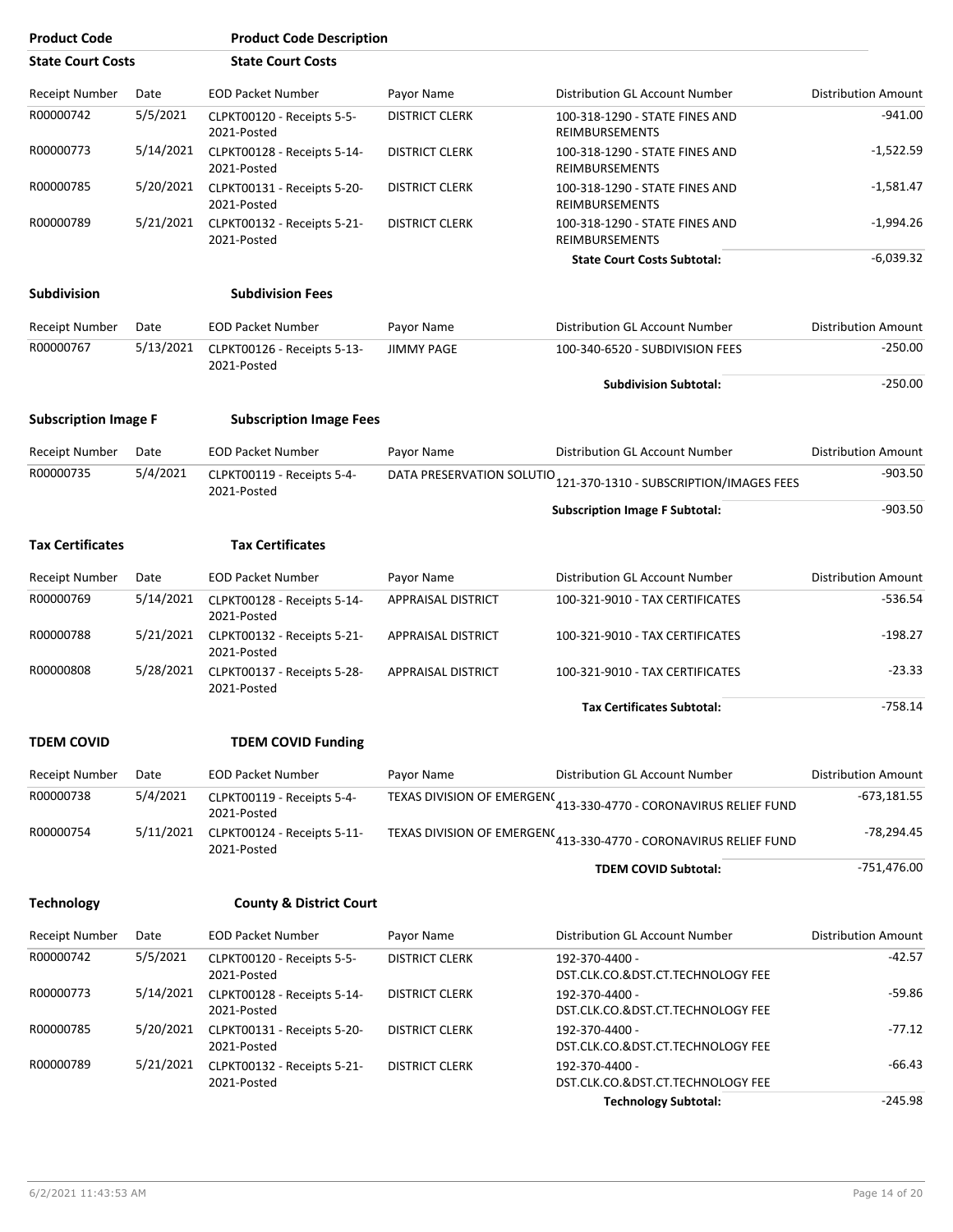| Product Code | Product Code Description | | | | |
|---|---|---|---|---|---|
| **State Court Costs** | **State Court Costs** | | | | |
| Receipt Number | Date | EOD Packet Number | Payor Name | Distribution GL Account Number | Distribution Amount |
| R00000742 | 5/5/2021 | CLPKT00120 - Receipts 5-5-2021-Posted | DISTRICT CLERK | 100-318-1290 - STATE FINES AND REIMBURSEMENTS | -941.00 |
| R00000773 | 5/14/2021 | CLPKT00128 - Receipts 5-14-2021-Posted | DISTRICT CLERK | 100-318-1290 - STATE FINES AND REIMBURSEMENTS | -1,522.59 |
| R00000785 | 5/20/2021 | CLPKT00131 - Receipts 5-20-2021-Posted | DISTRICT CLERK | 100-318-1290 - STATE FINES AND REIMBURSEMENTS | -1,581.47 |
| R00000789 | 5/21/2021 | CLPKT00132 - Receipts 5-21-2021-Posted | DISTRICT CLERK | 100-318-1290 - STATE FINES AND REIMBURSEMENTS | -1,994.26 |
| | | | | **State Court Costs Subtotal:** | -6,039.32 |
| **Subdivision** | **Subdivision Fees** | | | | |
| Receipt Number | Date | EOD Packet Number | Payor Name | Distribution GL Account Number | Distribution Amount |
| R00000767 | 5/13/2021 | CLPKT00126 - Receipts 5-13-2021-Posted | JIMMY PAGE | 100-340-6520 - SUBDIVISION FEES | -250.00 |
| | | | | **Subdivision Subtotal:** | -250.00 |
| **Subscription Image F** | **Subscription Image Fees** | | | | |
| Receipt Number | Date | EOD Packet Number | Payor Name | Distribution GL Account Number | Distribution Amount |
| R00000735 | 5/4/2021 | CLPKT00119 - Receipts 5-4-2021-Posted | DATA PRESERVATION SOLUTIO | 121-370-1310 - SUBSCRIPTION/IMAGES FEES | -903.50 |
| | | | | **Subscription Image F Subtotal:** | -903.50 |
| **Tax Certificates** | **Tax Certificates** | | | | |
| Receipt Number | Date | EOD Packet Number | Payor Name | Distribution GL Account Number | Distribution Amount |
| R00000769 | 5/14/2021 | CLPKT00128 - Receipts 5-14-2021-Posted | APPRAISAL DISTRICT | 100-321-9010 - TAX CERTIFICATES | -536.54 |
| R00000788 | 5/21/2021 | CLPKT00132 - Receipts 5-21-2021-Posted | APPRAISAL DISTRICT | 100-321-9010 - TAX CERTIFICATES | -198.27 |
| R00000808 | 5/28/2021 | CLPKT00137 - Receipts 5-28-2021-Posted | APPRAISAL DISTRICT | 100-321-9010 - TAX CERTIFICATES | -23.33 |
| | | | | **Tax Certificates Subtotal:** | -758.14 |
| **TDEM COVID** | **TDEM COVID Funding** | | | | |
| Receipt Number | Date | EOD Packet Number | Payor Name | Distribution GL Account Number | Distribution Amount |
| R00000738 | 5/4/2021 | CLPKT00119 - Receipts 5-4-2021-Posted | TEXAS DIVISION OF EMERGEN( | 413-330-4770 - CORONAVIRUS RELIEF FUND | -673,181.55 |
| R00000754 | 5/11/2021 | CLPKT00124 - Receipts 5-11-2021-Posted | TEXAS DIVISION OF EMERGEN( | 413-330-4770 - CORONAVIRUS RELIEF FUND | -78,294.45 |
| | | | | **TDEM COVID Subtotal:** | -751,476.00 |
| **Technology** | **County & District Court** | | | | |
| Receipt Number | Date | EOD Packet Number | Payor Name | Distribution GL Account Number | Distribution Amount |
| R00000742 | 5/5/2021 | CLPKT00120 - Receipts 5-5-2021-Posted | DISTRICT CLERK | 192-370-4400 - DST.CLK.CO.&DST.CT.TECHNOLOGY FEE | -42.57 |
| R00000773 | 5/14/2021 | CLPKT00128 - Receipts 5-14-2021-Posted | DISTRICT CLERK | 192-370-4400 - DST.CLK.CO.&DST.CT.TECHNOLOGY FEE | -59.86 |
| R00000785 | 5/20/2021 | CLPKT00131 - Receipts 5-20-2021-Posted | DISTRICT CLERK | 192-370-4400 - DST.CLK.CO.&DST.CT.TECHNOLOGY FEE | -77.12 |
| R00000789 | 5/21/2021 | CLPKT00132 - Receipts 5-21-2021-Posted | DISTRICT CLERK | 192-370-4400 - DST.CLK.CO.&DST.CT.TECHNOLOGY FEE | -66.43 |
| | | | | **Technology Subtotal:** | -245.98 |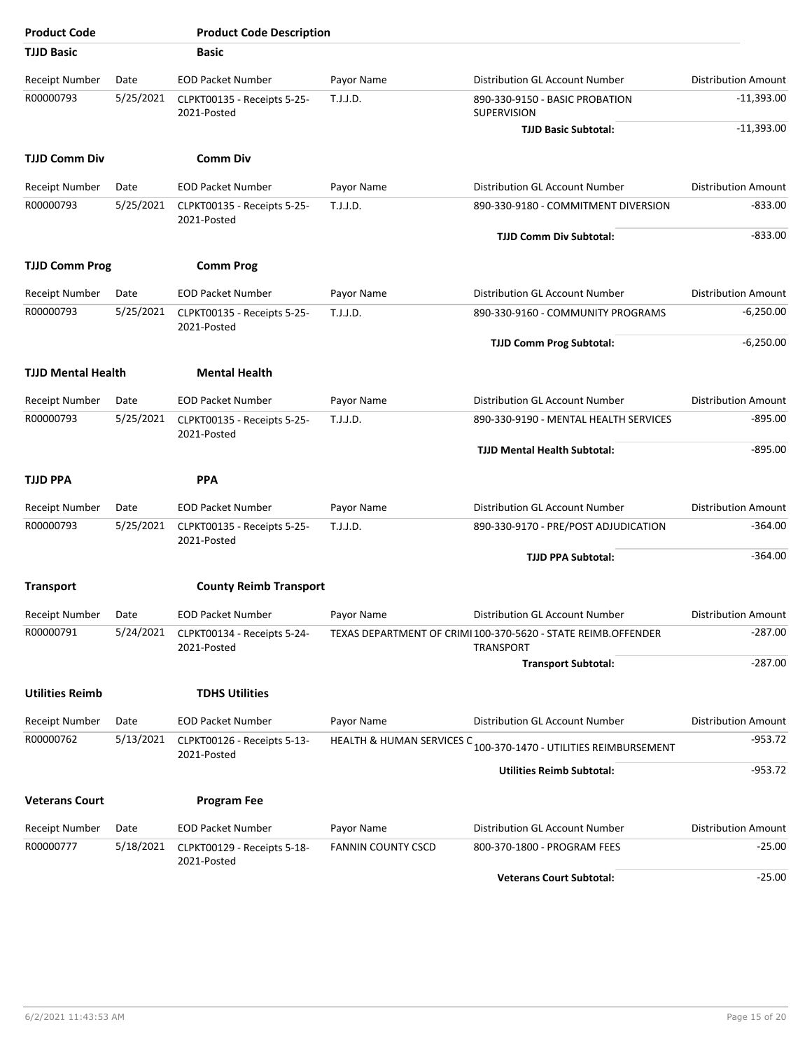| Product Code | Product Code Description | | | | |
|---|---|---|---|---|---|
| **TJJD Basic** | **Basic** | | | | |
| Receipt Number | Date | EOD Packet Number | Payor Name | Distribution GL Account Number | Distribution Amount |
| R00000793 | 5/25/2021 | CLPKT00135 - Receipts 5-25-2021-Posted | T.J.J.D. | 890-330-9150 - BASIC PROBATION SUPERVISION | -11,393.00 |
| | | | | **TJJD Basic Subtotal:** | -11,393.00 |
| **TJJD Comm Div** | **Comm Div** | | | | |
| Receipt Number | Date | EOD Packet Number | Payor Name | Distribution GL Account Number | Distribution Amount |
| R00000793 | 5/25/2021 | CLPKT00135 - Receipts 5-25-2021-Posted | T.J.J.D. | 890-330-9180 - COMMITMENT DIVERSION | -833.00 |
| | | | | **TJJD Comm Div Subtotal:** | -833.00 |
| **TJJD Comm Prog** | **Comm Prog** | | | | |
| Receipt Number | Date | EOD Packet Number | Payor Name | Distribution GL Account Number | Distribution Amount |
| R00000793 | 5/25/2021 | CLPKT00135 - Receipts 5-25-2021-Posted | T.J.J.D. | 890-330-9160 - COMMUNITY PROGRAMS | -6,250.00 |
| | | | | **TJJD Comm Prog Subtotal:** | -6,250.00 |
| **TJJD Mental Health** | **Mental Health** | | | | |
| Receipt Number | Date | EOD Packet Number | Payor Name | Distribution GL Account Number | Distribution Amount |
| R00000793 | 5/25/2021 | CLPKT00135 - Receipts 5-25-2021-Posted | T.J.J.D. | 890-330-9190 - MENTAL HEALTH SERVICES | -895.00 |
| | | | | **TJJD Mental Health Subtotal:** | -895.00 |
| **TJJD PPA** | **PPA** | | | | |
| Receipt Number | Date | EOD Packet Number | Payor Name | Distribution GL Account Number | Distribution Amount |
| R00000793 | 5/25/2021 | CLPKT00135 - Receipts 5-25-2021-Posted | T.J.J.D. | 890-330-9170 - PRE/POST ADJUDICATION | -364.00 |
| | | | | **TJJD PPA Subtotal:** | -364.00 |
| **Transport** | **County Reimb Transport** | | | | |
| Receipt Number | Date | EOD Packet Number | Payor Name | Distribution GL Account Number | Distribution Amount |
| R00000791 | 5/24/2021 | CLPKT00134 - Receipts 5-24-2021-Posted | TEXAS DEPARTMENT OF CRIMI | 100-370-5620 - STATE REIMB.OFFENDER TRANSPORT | -287.00 |
| | | | | **Transport Subtotal:** | -287.00 |
| **Utilities Reimb** | **TDHS Utilities** | | | | |
| Receipt Number | Date | EOD Packet Number | Payor Name | Distribution GL Account Number | Distribution Amount |
| R00000762 | 5/13/2021 | CLPKT00126 - Receipts 5-13-2021-Posted | HEALTH & HUMAN SERVICES C | 100-370-1470 - UTILITIES REIMBURSEMENT | -953.72 |
| | | | | **Utilities Reimb Subtotal:** | -953.72 |
| **Veterans Court** | **Program Fee** | | | | |
| Receipt Number | Date | EOD Packet Number | Payor Name | Distribution GL Account Number | Distribution Amount |
| R00000777 | 5/18/2021 | CLPKT00129 - Receipts 5-18-2021-Posted | FANNIN COUNTY CSCD | 800-370-1800 - PROGRAM FEES | -25.00 |
| | | | | **Veterans Court Subtotal:** | -25.00 |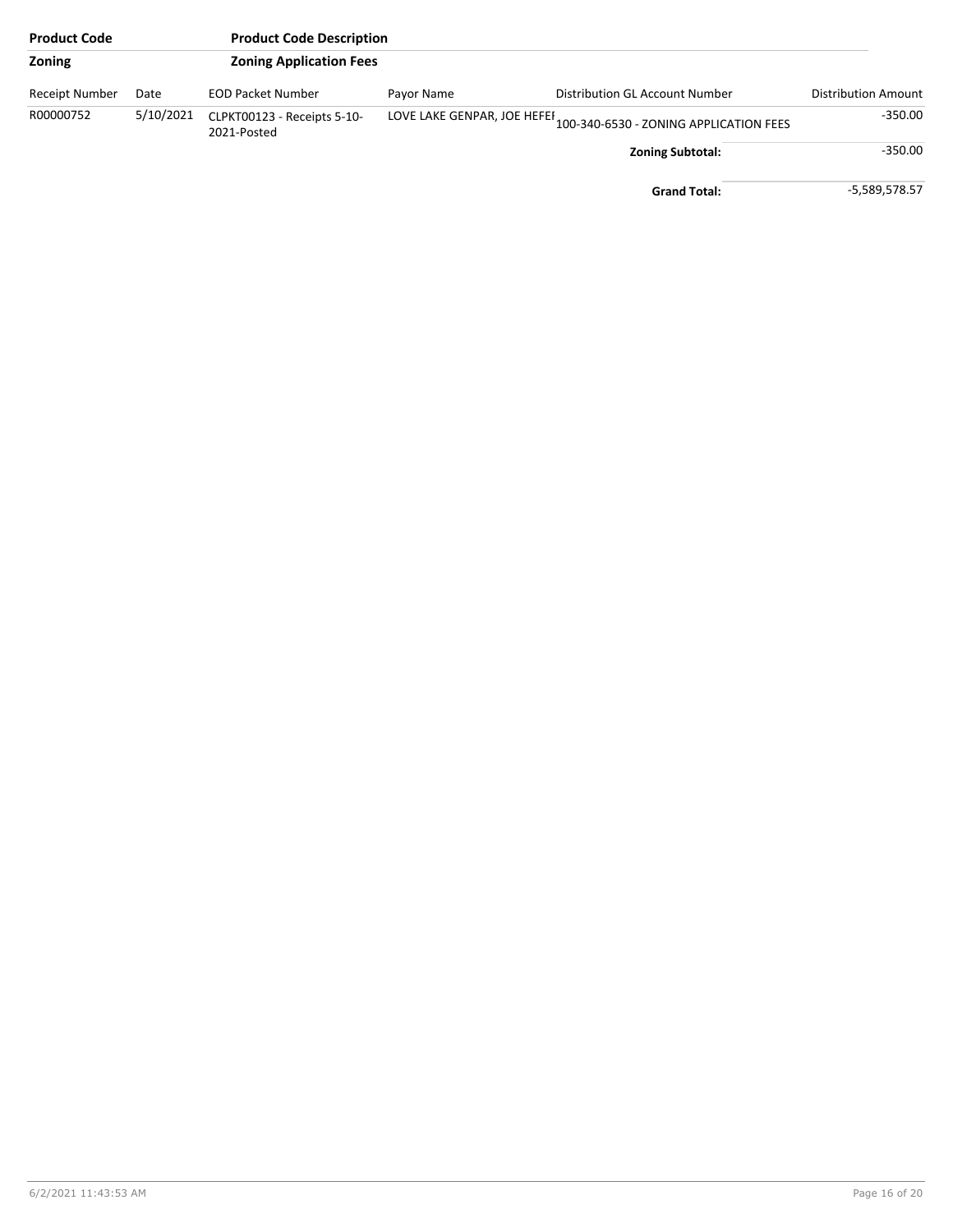| Product Code | | Product Code Description | | | |
|---|---|---|---|---|---|
| **Zoning** | | **Zoning Application Fees** | | | |
| Receipt Number | Date | EOD Packet Number | Payor Name | Distribution GL Account Number | Distribution Amount |
| R00000752 | 5/10/2021 | CLPKT00123 - Receipts 5-10-2021-Posted | LOVE LAKE GENPAR, JOE HEFEI | 100-340-6530 - ZONING APPLICATION FEES | -350.00 |
| | | | | **Zoning Subtotal:** | -350.00 |
| | | | | **Grand Total:** | -5,589,578.57 |

6/2/2021 11:43:53 AM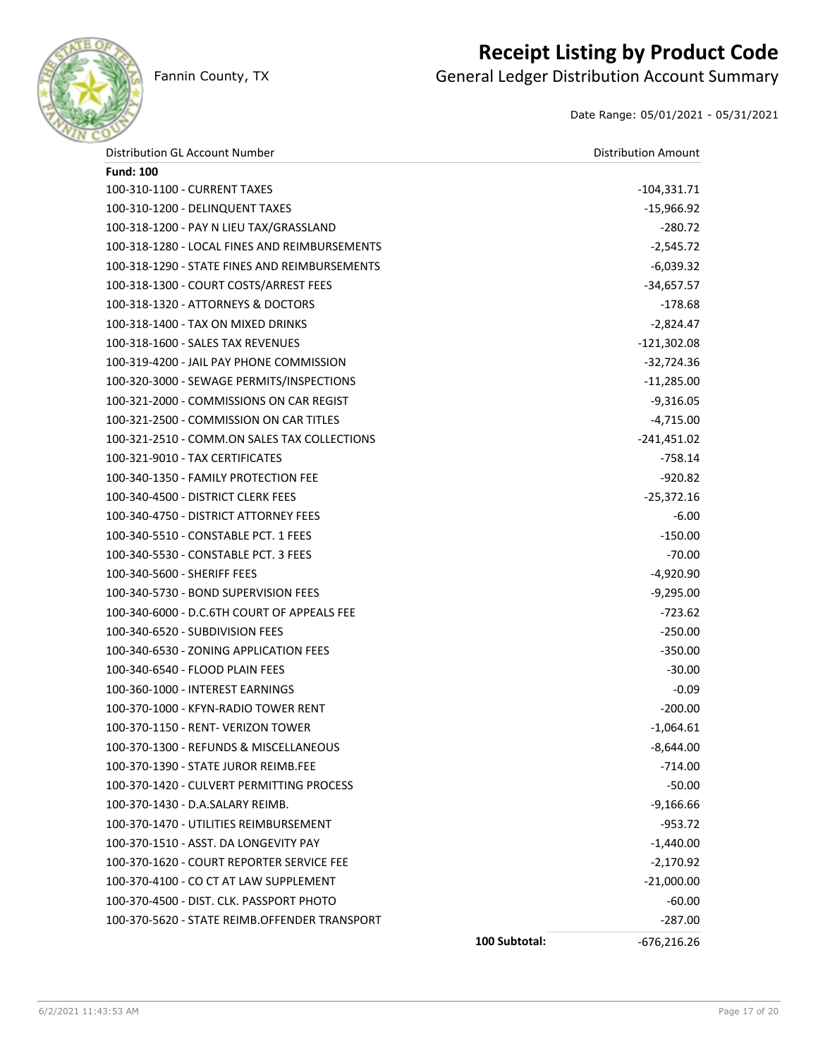# Receipt Listing by Product Code

Fannin County, TX

## General Ledger Distribution Account Summary

Date Range: 05/01/2021 - 05/31/2021

| Distribution GL Account Number | | Distribution Amount |
|---|---|---|
| **Fund: 100** | | |
| 100-310-1100 - CURRENT TAXES | | -104,331.71 |
| 100-310-1200 - DELINQUENT TAXES | | -15,966.92 |
| 100-318-1200 - PAY N LIEU TAX/GRASSLAND | | -280.72 |
| 100-318-1280 - LOCAL FINES AND REIMBURSEMENTS | | -2,545.72 |
| 100-318-1290 - STATE FINES AND REIMBURSEMENTS | | -6,039.32 |
| 100-318-1300 - COURT COSTS/ARREST FEES | | -34,657.57 |
| 100-318-1320 - ATTORNEYS & DOCTORS | | -178.68 |
| 100-318-1400 - TAX ON MIXED DRINKS | | -2,824.47 |
| 100-318-1600 - SALES TAX REVENUES | | -121,302.08 |
| 100-319-4200 - JAIL PAY PHONE COMMISSION | | -32,724.36 |
| 100-320-3000 - SEWAGE PERMITS/INSPECTIONS | | -11,285.00 |
| 100-321-2000 - COMMISSIONS ON CAR REGIST | | -9,316.05 |
| 100-321-2500 - COMMISSION ON CAR TITLES | | -4,715.00 |
| 100-321-2510 - COMM.ON SALES TAX COLLECTIONS | | -241,451.02 |
| 100-321-9010 - TAX CERTIFICATES | | -758.14 |
| 100-340-1350 - FAMILY PROTECTION FEE | | -920.82 |
| 100-340-4500 - DISTRICT CLERK FEES | | -25,372.16 |
| 100-340-4750 - DISTRICT ATTORNEY FEES | | -6.00 |
| 100-340-5510 - CONSTABLE PCT. 1 FEES | | -150.00 |
| 100-340-5530 - CONSTABLE PCT. 3 FEES | | -70.00 |
| 100-340-5600 - SHERIFF FEES | | -4,920.90 |
| 100-340-5730 - BOND SUPERVISION FEES | | -9,295.00 |
| 100-340-6000 - D.C.6TH COURT OF APPEALS FEE | | -723.62 |
| 100-340-6520 - SUBDIVISION FEES | | -250.00 |
| 100-340-6530 - ZONING APPLICATION FEES | | -350.00 |
| 100-340-6540 - FLOOD PLAIN FEES | | -30.00 |
| 100-360-1000 - INTEREST EARNINGS | | -0.09 |
| 100-370-1000 - KFYN-RADIO TOWER RENT | | -200.00 |
| 100-370-1150 - RENT- VERIZON TOWER | | -1,064.61 |
| 100-370-1300 - REFUNDS & MISCELLANEOUS | | -8,644.00 |
| 100-370-1390 - STATE JUROR REIMB.FEE | | -714.00 |
| 100-370-1420 - CULVERT PERMITTING PROCESS | | -50.00 |
| 100-370-1430 - D.A.SALARY REIMB. | | -9,166.66 |
| 100-370-1470 - UTILITIES REIMBURSEMENT | | -953.72 |
| 100-370-1510 - ASST. DA LONGEVITY PAY | | -1,440.00 |
| 100-370-1620 - COURT REPORTER SERVICE FEE | | -2,170.92 |
| 100-370-4100 - CO CT AT LAW SUPPLEMENT | | -21,000.00 |
| 100-370-4500 - DIST. CLK. PASSPORT PHOTO | | -60.00 |
| 100-370-5620 - STATE REIMB.OFFENDER TRANSPORT | | -287.00 |
| | **100 Subtotal:** | -676,216.26 |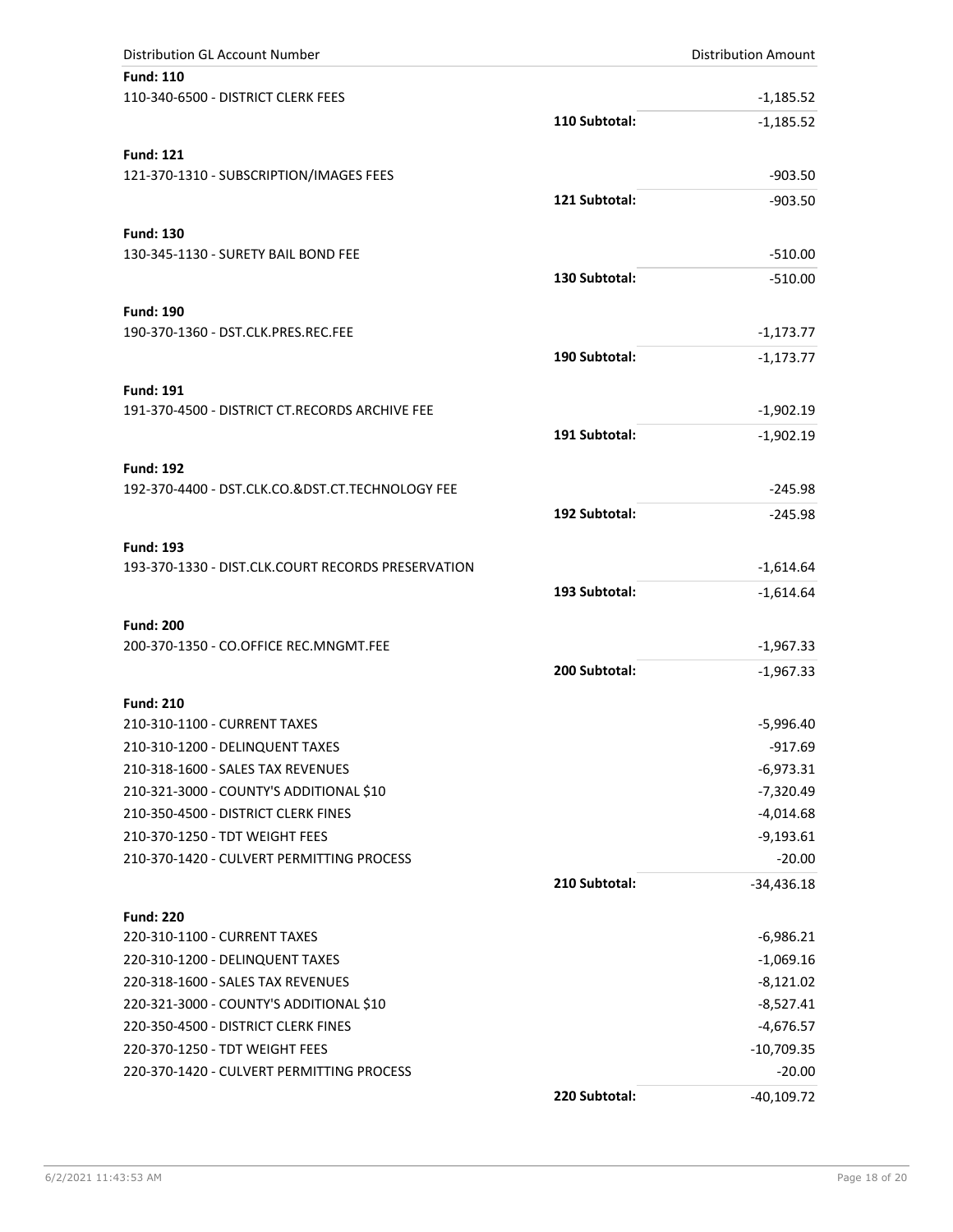| Distribution GL Account Number | | Distribution Amount |
|---|---|---|
| **Fund: 110** | | |
| 110-340-6500 - DISTRICT CLERK FEES | | -1,185.52 |
| | **110 Subtotal:** | -1,185.52 |
| **Fund: 121** | | |
| 121-370-1310 - SUBSCRIPTION/IMAGES FEES | | -903.50 |
| | **121 Subtotal:** | -903.50 |
| **Fund: 130** | | |
| 130-345-1130 - SURETY BAIL BOND FEE | | -510.00 |
| | **130 Subtotal:** | -510.00 |
| **Fund: 190** | | |
| 190-370-1360 - DST.CLK.PRES.REC.FEE | | -1,173.77 |
| | **190 Subtotal:** | -1,173.77 |
| **Fund: 191** | | |
| 191-370-4500 - DISTRICT CT.RECORDS ARCHIVE FEE | | -1,902.19 |
| | **191 Subtotal:** | -1,902.19 |
| **Fund: 192** | | |
| 192-370-4400 - DST.CLK.CO.&DST.CT.TECHNOLOGY FEE | | -245.98 |
| | **192 Subtotal:** | -245.98 |
| **Fund: 193** | | |
| 193-370-1330 - DIST.CLK.COURT RECORDS PRESERVATION | | -1,614.64 |
| | **193 Subtotal:** | -1,614.64 |
| **Fund: 200** | | |
| 200-370-1350 - CO.OFFICE REC.MNGMT.FEE | | -1,967.33 |
| | **200 Subtotal:** | -1,967.33 |
| **Fund: 210** | | |
| 210-310-1100 - CURRENT TAXES | | -5,996.40 |
| 210-310-1200 - DELINQUENT TAXES | | -917.69 |
| 210-318-1600 - SALES TAX REVENUES | | -6,973.31 |
| 210-321-3000 - COUNTY'S ADDITIONAL $10 | | -7,320.49 |
| 210-350-4500 - DISTRICT CLERK FINES | | -4,014.68 |
| 210-370-1250 - TDT WEIGHT FEES | | -9,193.61 |
| 210-370-1420 - CULVERT PERMITTING PROCESS | | -20.00 |
| | **210 Subtotal:** | -34,436.18 |
| **Fund: 220** | | |
| 220-310-1100 - CURRENT TAXES | | -6,986.21 |
| 220-310-1200 - DELINQUENT TAXES | | -1,069.16 |
| 220-318-1600 - SALES TAX REVENUES | | -8,121.02 |
| 220-321-3000 - COUNTY'S ADDITIONAL $10 | | -8,527.41 |
| 220-350-4500 - DISTRICT CLERK FINES | | -4,676.57 |
| 220-370-1250 - TDT WEIGHT FEES | | -10,709.35 |
| 220-370-1420 - CULVERT PERMITTING PROCESS | | -20.00 |
| | **220 Subtotal:** | -40,109.72 |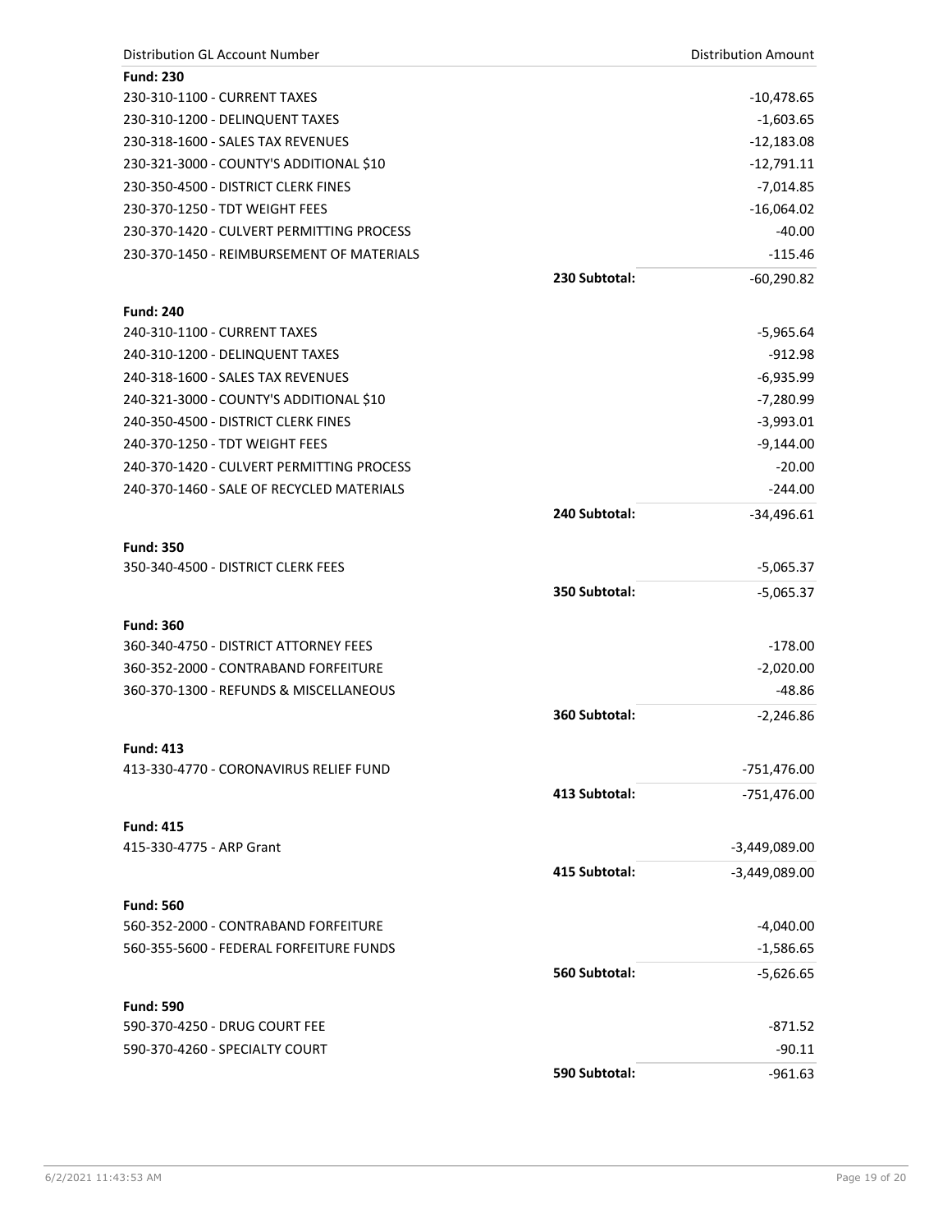| Distribution GL Account Number | | Distribution Amount |
|---|---|---|
| **Fund: 230** | | |
| 230-310-1100 - CURRENT TAXES | | -10,478.65 |
| 230-310-1200 - DELINQUENT TAXES | | -1,603.65 |
| 230-318-1600 - SALES TAX REVENUES | | -12,183.08 |
| 230-321-3000 - COUNTY'S ADDITIONAL $10 | | -12,791.11 |
| 230-350-4500 - DISTRICT CLERK FINES | | -7,014.85 |
| 230-370-1250 - TDT WEIGHT FEES | | -16,064.02 |
| 230-370-1420 - CULVERT PERMITTING PROCESS | | -40.00 |
| 230-370-1450 - REIMBURSEMENT OF MATERIALS | | -115.46 |
| | **230 Subtotal:** | -60,290.82 |
| **Fund: 240** | | |
| 240-310-1100 - CURRENT TAXES | | -5,965.64 |
| 240-310-1200 - DELINQUENT TAXES | | -912.98 |
| 240-318-1600 - SALES TAX REVENUES | | -6,935.99 |
| 240-321-3000 - COUNTY'S ADDITIONAL $10 | | -7,280.99 |
| 240-350-4500 - DISTRICT CLERK FINES | | -3,993.01 |
| 240-370-1250 - TDT WEIGHT FEES | | -9,144.00 |
| 240-370-1420 - CULVERT PERMITTING PROCESS | | -20.00 |
| 240-370-1460 - SALE OF RECYCLED MATERIALS | | -244.00 |
| | **240 Subtotal:** | -34,496.61 |
| **Fund: 350** | | |
| 350-340-4500 - DISTRICT CLERK FEES | | -5,065.37 |
| | **350 Subtotal:** | -5,065.37 |
| **Fund: 360** | | |
| 360-340-4750 - DISTRICT ATTORNEY FEES | | -178.00 |
| 360-352-2000 - CONTRABAND FORFEITURE | | -2,020.00 |
| 360-370-1300 - REFUNDS & MISCELLANEOUS | | -48.86 |
| | **360 Subtotal:** | -2,246.86 |
| **Fund: 413** | | |
| 413-330-4770 - CORONAVIRUS RELIEF FUND | | -751,476.00 |
| | **413 Subtotal:** | -751,476.00 |
| **Fund: 415** | | |
| 415-330-4775 - ARP Grant | | -3,449,089.00 |
| | **415 Subtotal:** | -3,449,089.00 |
| **Fund: 560** | | |
| 560-352-2000 - CONTRABAND FORFEITURE | | -4,040.00 |
| 560-355-5600 - FEDERAL FORFEITURE FUNDS | | -1,586.65 |
| | **560 Subtotal:** | -5,626.65 |
| **Fund: 590** | | |
| 590-370-4250 - DRUG COURT FEE | | -871.52 |
| 590-370-4260 - SPECIALTY COURT | | -90.11 |
| | **590 Subtotal:** | -961.63 |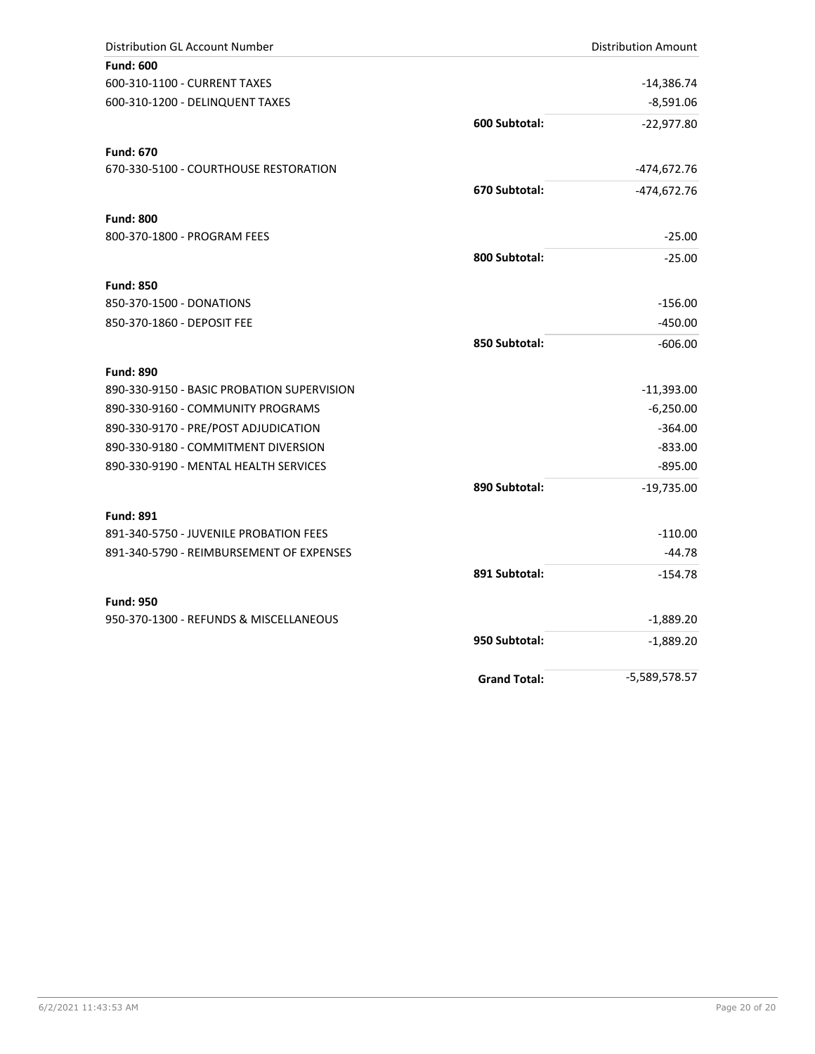| Distribution GL Account Number | | Distribution Amount |
|---|---|---|
| **Fund: 600** | | |
| 600-310-1100 - CURRENT TAXES | | -14,386.74 |
| 600-310-1200 - DELINQUENT TAXES | | -8,591.06 |
| | **600 Subtotal:** | -22,977.80 |
| **Fund: 670** | | |
| 670-330-5100 - COURTHOUSE RESTORATION | | -474,672.76 |
| | **670 Subtotal:** | -474,672.76 |
| **Fund: 800** | | |
| 800-370-1800 - PROGRAM FEES | | -25.00 |
| | **800 Subtotal:** | -25.00 |
| **Fund: 850** | | |
| 850-370-1500 - DONATIONS | | -156.00 |
| 850-370-1860 - DEPOSIT FEE | | -450.00 |
| | **850 Subtotal:** | -606.00 |
| **Fund: 890** | | |
| 890-330-9150 - BASIC PROBATION SUPERVISION | | -11,393.00 |
| 890-330-9160 - COMMUNITY PROGRAMS | | -6,250.00 |
| 890-330-9170 - PRE/POST ADJUDICATION | | -364.00 |
| 890-330-9180 - COMMITMENT DIVERSION | | -833.00 |
| 890-330-9190 - MENTAL HEALTH SERVICES | | -895.00 |
| | **890 Subtotal:** | -19,735.00 |
| **Fund: 891** | | |
| 891-340-5750 - JUVENILE PROBATION FEES | | -110.00 |
| 891-340-5790 - REIMBURSEMENT OF EXPENSES | | -44.78 |
| | **891 Subtotal:** | -154.78 |
| **Fund: 950** | | |
| 950-370-1300 - REFUNDS & MISCELLANEOUS | | -1,889.20 |
| | **950 Subtotal:** | -1,889.20 |
| | **Grand Total:** | -5,589,578.57 |